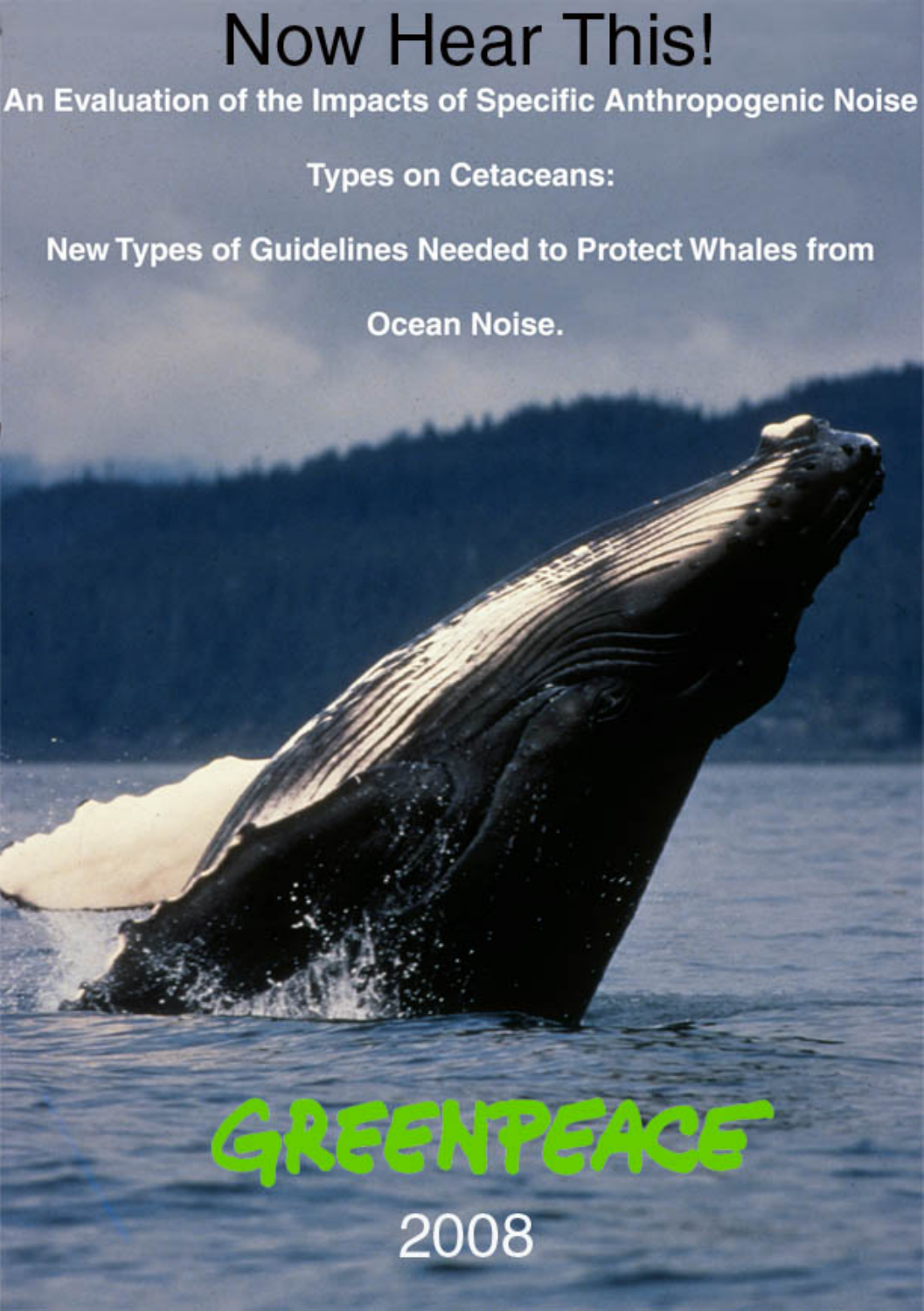# Now Hear This!

## An Evaluation of the Impacts of Specific Anthropogenic Noise Types on Cetaceans:

## New Types of Guidelines Needed to Protect Whales from Ocean Noise.

GREENPEACE

2008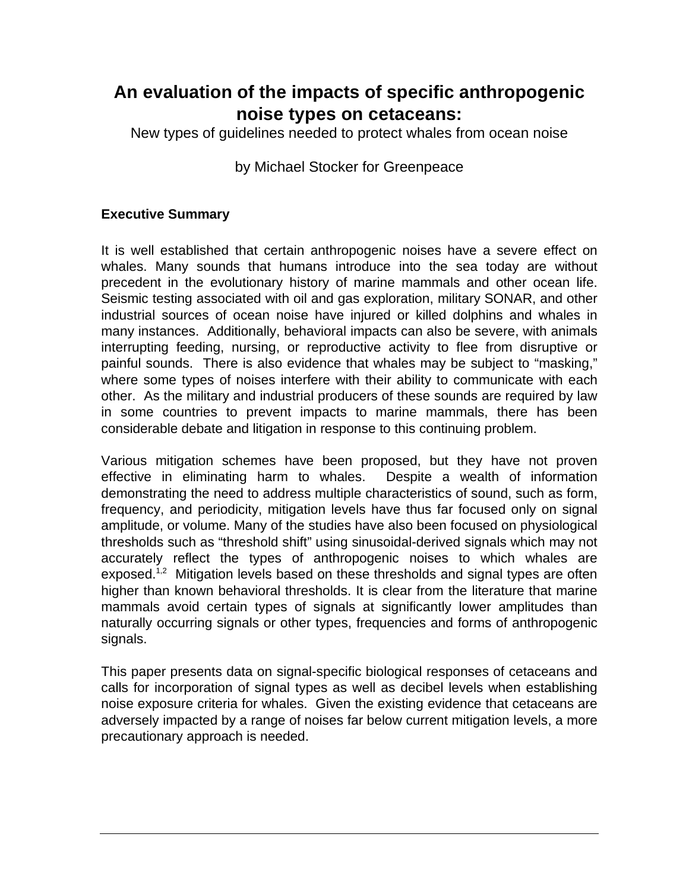# An evaluation of the impacts of specific anthropogenic noise types on cetaceans:

New types of guidelines needed to protect whales from ocean noise

by Michael Stocker for Greenpeace

### Executive Summary

It is well established that certain anthropogenic noises have a severe effect on whales. Many sounds that humans introduce into the sea today are without precedent in the evolutionary history of marine mammals and other ocean life. Seismic testing associated with oil and gas exploration, military SONAR, and other industrial sources of ocean noise have injured or killed dolphins and whales in many instances. Additionally, behavioral impacts can also be severe, with animals interrupting feeding, nursing, or reproductive activity to flee from disruptive or painful sounds. There is also evidence that whales may be subject to "masking," where some types of noises interfere with their ability to communicate with each other. As the military and industrial producers of these sounds are required by law in some countries to prevent impacts to marine mammals, there has been considerable debate and litigation in response to this continuing problem.

Various mitigation schemes have been proposed, but they have not proven effective in eliminating harm to whales. Despite a wealth of information demonstrating the need to address multiple characteristics of sound, such as form, frequency, and periodicity, mitigation levels have thus far focused only on signal amplitude, or volume. Many of the studies have also been focused on physiological thresholds such as "threshold shift" using sinusoidal-derived signals which may not accurately reflect the types of anthropogenic noises to which whales are exposed.[1,2] Mitigation levels based on these thresholds and signal types are often higher than known behavioral thresholds. It is clear from the literature that marine mammals avoid certain types of signals at significantly lower amplitudes than naturally occurring signals or other types, frequencies and forms of anthropogenic signals.

This paper presents data on signal-specific biological responses of cetaceans and calls for incorporation of signal types as well as decibel levels when establishing noise exposure criteria for whales. Given the existing evidence that cetaceans are adversely impacted by a range of noises far below current mitigation levels, a more precautionary approach is needed.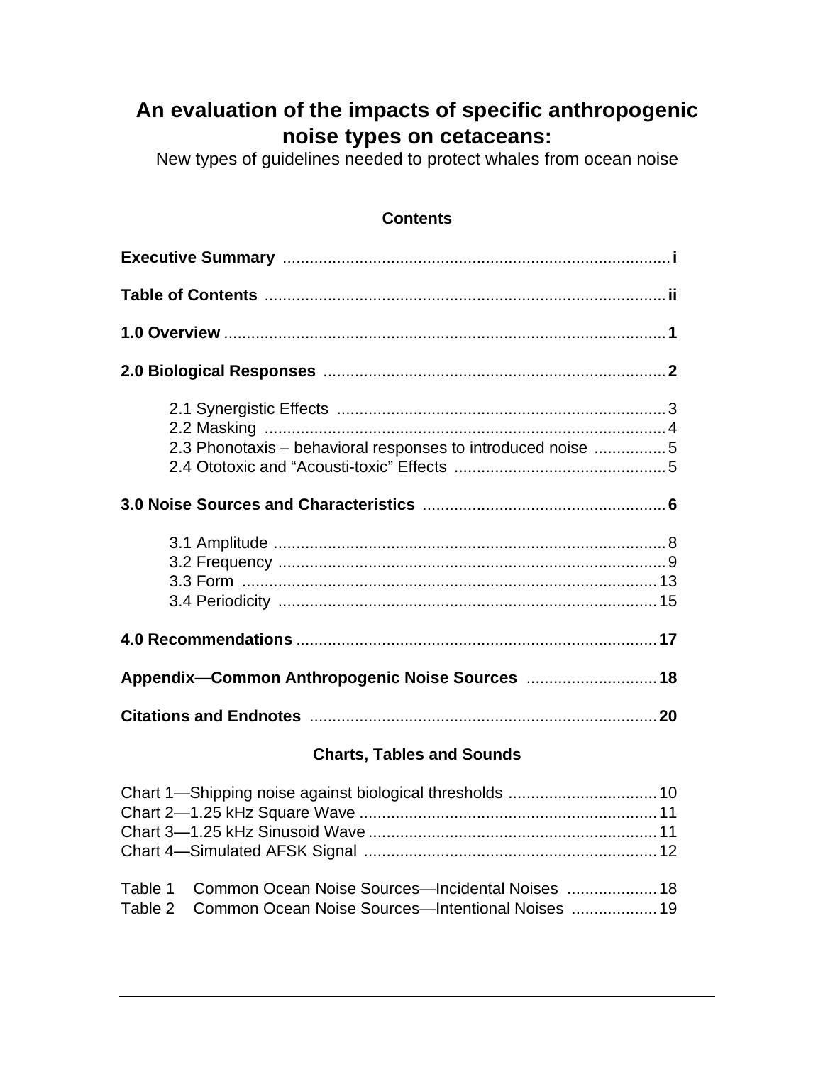# An evaluation of the impacts of specific anthropogenic noise types on cetaceans:

New types of guidelines needed to protect whales from ocean noise

## Contents

**Executive Summary** ..................... **i**

**Table of Contents** ..................... **ii**

**1.0 Overview** ..................... **1**

**2.0 Biological Responses** ..................... **2**

- 2.1 Synergistic Effects ..................... 3
- 2.2 Masking ..................... 4
- 2.3 Phonotaxis – behavioral responses to introduced noise ..................... 5
- 2.4 Ototoxic and "Acousti-toxic" Effects ..................... 5

**3.0 Noise Sources and Characteristics** ..................... **6**

- 3.1 Amplitude ..................... 8
- 3.2 Frequency ..................... 9
- 3.3 Form ..................... 13
- 3.4 Periodicity ..................... 15

**4.0 Recommendations** ..................... **17**

**Appendix—Common Anthropogenic Noise Sources** ..................... **18**

**Citations and Endnotes** ..................... **20**

## Charts, Tables and Sounds

Chart 1—Shipping noise against biological thresholds ..................... 10
Chart 2—1.25 kHz Square Wave ..................... 11
Chart 3—1.25 kHz Sinusoid Wave ..................... 11
Chart 4—Simulated AFSK Signal ..................... 12

Table 1 Common Ocean Noise Sources—Incidental Noises ..................... 18
Table 2 Common Ocean Noise Sources—Intentional Noises ..................... 19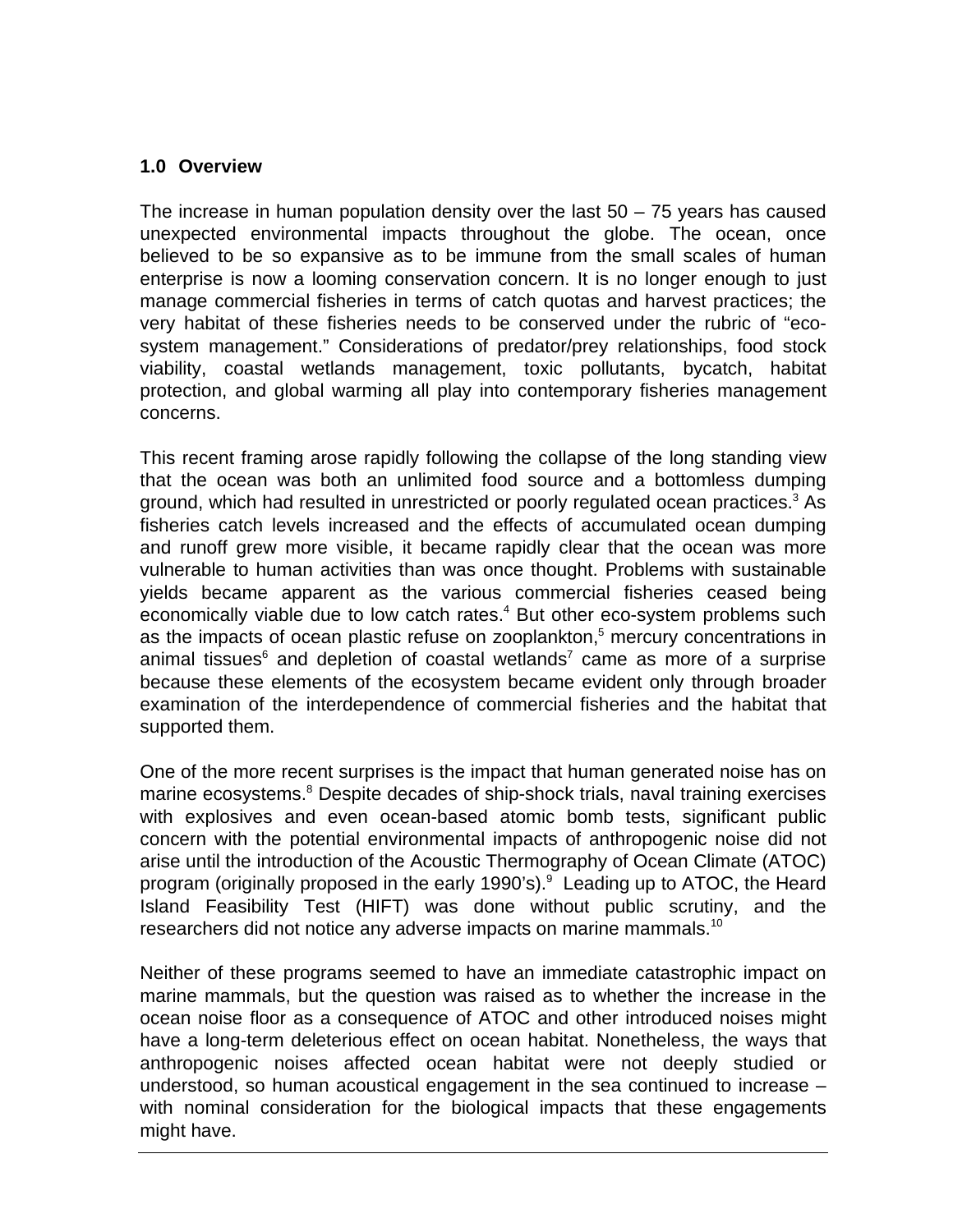## 1.0 Overview

The increase in human population density over the last 50 – 75 years has caused unexpected environmental impacts throughout the globe. The ocean, once believed to be so expansive as to be immune from the small scales of human enterprise is now a looming conservation concern. It is no longer enough to just manage commercial fisheries in terms of catch quotas and harvest practices; the very habitat of these fisheries needs to be conserved under the rubric of "eco-system management." Considerations of predator/prey relationships, food stock viability, coastal wetlands management, toxic pollutants, bycatch, habitat protection, and global warming all play into contemporary fisheries management concerns.

This recent framing arose rapidly following the collapse of the long standing view that the ocean was both an unlimited food source and a bottomless dumping ground, which had resulted in unrestricted or poorly regulated ocean practices.[3] As fisheries catch levels increased and the effects of accumulated ocean dumping and runoff grew more visible, it became rapidly clear that the ocean was more vulnerable to human activities than was once thought. Problems with sustainable yields became apparent as the various commercial fisheries ceased being economically viable due to low catch rates.[4] But other eco-system problems such as the impacts of ocean plastic refuse on zooplankton,[5] mercury concentrations in animal tissues[6] and depletion of coastal wetlands[7] came as more of a surprise because these elements of the ecosystem became evident only through broader examination of the interdependence of commercial fisheries and the habitat that supported them.

One of the more recent surprises is the impact that human generated noise has on marine ecosystems.[8] Despite decades of ship-shock trials, naval training exercises with explosives and even ocean-based atomic bomb tests, significant public concern with the potential environmental impacts of anthropogenic noise did not arise until the introduction of the Acoustic Thermography of Ocean Climate (ATOC) program (originally proposed in the early 1990's).[9] Leading up to ATOC, the Heard Island Feasibility Test (HIFT) was done without public scrutiny, and the researchers did not notice any adverse impacts on marine mammals.[10]

Neither of these programs seemed to have an immediate catastrophic impact on marine mammals, but the question was raised as to whether the increase in the ocean noise floor as a consequence of ATOC and other introduced noises might have a long-term deleterious effect on ocean habitat. Nonetheless, the ways that anthropogenic noises affected ocean habitat were not deeply studied or understood, so human acoustical engagement in the sea continued to increase – with nominal consideration for the biological impacts that these engagements might have.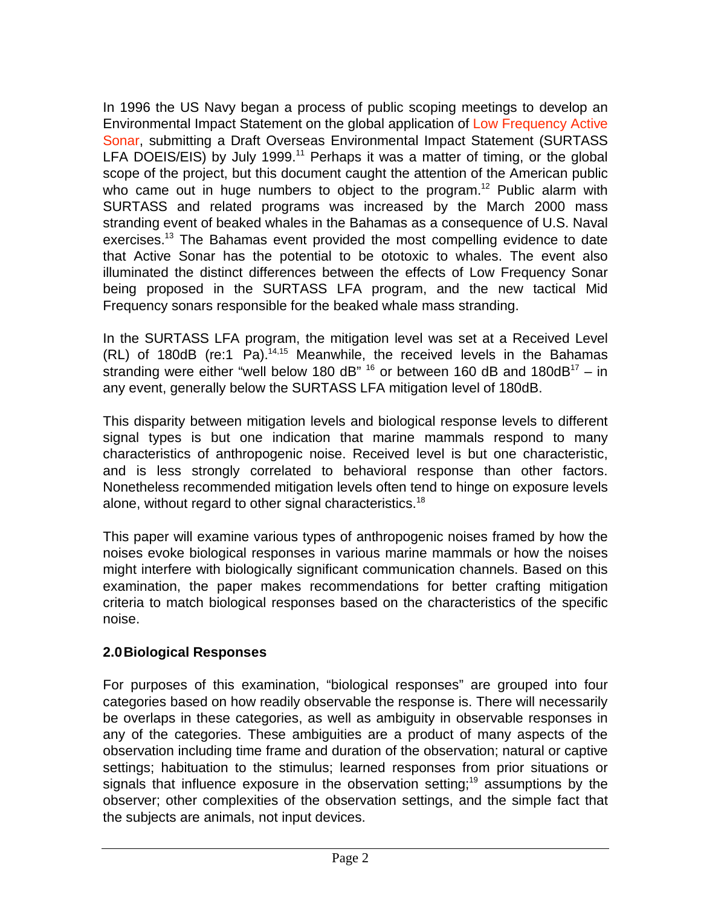In 1996 the US Navy began a process of public scoping meetings to develop an Environmental Impact Statement on the global application of Low Frequency Active Sonar, submitting a Draft Overseas Environmental Impact Statement (SURTASS LFA DOEIS/EIS) by July 1999.[11] Perhaps it was a matter of timing, or the global scope of the project, but this document caught the attention of the American public who came out in huge numbers to object to the program.[12] Public alarm with SURTASS and related programs was increased by the March 2000 mass stranding event of beaked whales in the Bahamas as a consequence of U.S. Naval exercises.[13] The Bahamas event provided the most compelling evidence to date that Active Sonar has the potential to be ototoxic to whales. The event also illuminated the distinct differences between the effects of Low Frequency Sonar being proposed in the SURTASS LFA program, and the new tactical Mid Frequency sonars responsible for the beaked whale mass stranding.

In the SURTASS LFA program, the mitigation level was set at a Received Level (RL) of 180dB (re:1 Pa).[14,15] Meanwhile, the received levels in the Bahamas stranding were either "well below 180 dB" [16] or between 160 dB and 180dB[17] – in any event, generally below the SURTASS LFA mitigation level of 180dB.

This disparity between mitigation levels and biological response levels to different signal types is but one indication that marine mammals respond to many characteristics of anthropogenic noise. Received level is but one characteristic, and is less strongly correlated to behavioral response than other factors. Nonetheless recommended mitigation levels often tend to hinge on exposure levels alone, without regard to other signal characteristics.[18]

This paper will examine various types of anthropogenic noises framed by how the noises evoke biological responses in various marine mammals or how the noises might interfere with biologically significant communication channels. Based on this examination, the paper makes recommendations for better crafting mitigation criteria to match biological responses based on the characteristics of the specific noise.

## 2.0 Biological Responses

For purposes of this examination, "biological responses" are grouped into four categories based on how readily observable the response is. There will necessarily be overlaps in these categories, as well as ambiguity in observable responses in any of the categories. These ambiguities are a product of many aspects of the observation including time frame and duration of the observation; natural or captive settings; habituation to the stimulus; learned responses from prior situations or signals that influence exposure in the observation setting;[19] assumptions by the observer; other complexities of the observation settings, and the simple fact that the subjects are animals, not input devices.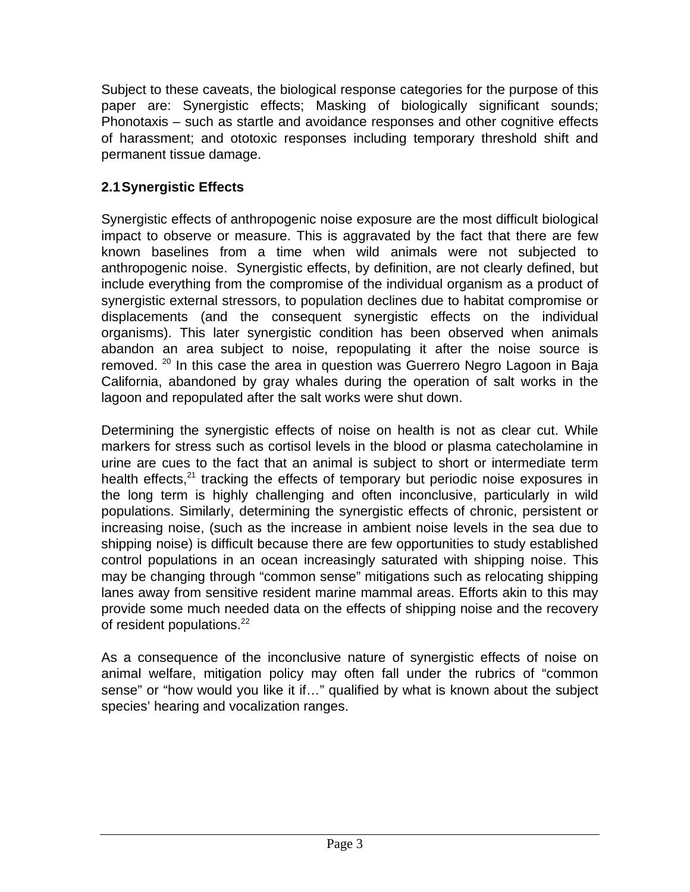Subject to these caveats, the biological response categories for the purpose of this paper are: Synergistic effects; Masking of biologically significant sounds; Phonotaxis – such as startle and avoidance responses and other cognitive effects of harassment; and ototoxic responses including temporary threshold shift and permanent tissue damage.

## 2.1 Synergistic Effects

Synergistic effects of anthropogenic noise exposure are the most difficult biological impact to observe or measure. This is aggravated by the fact that there are few known baselines from a time when wild animals were not subjected to anthropogenic noise. Synergistic effects, by definition, are not clearly defined, but include everything from the compromise of the individual organism as a product of synergistic external stressors, to population declines due to habitat compromise or displacements (and the consequent synergistic effects on the individual organisms). This later synergistic condition has been observed when animals abandon an area subject to noise, repopulating it after the noise source is removed. [20] In this case the area in question was Guerrero Negro Lagoon in Baja California, abandoned by gray whales during the operation of salt works in the lagoon and repopulated after the salt works were shut down.

Determining the synergistic effects of noise on health is not as clear cut. While markers for stress such as cortisol levels in the blood or plasma catecholamine in urine are cues to the fact that an animal is subject to short or intermediate term health effects,[21] tracking the effects of temporary but periodic noise exposures in the long term is highly challenging and often inconclusive, particularly in wild populations. Similarly, determining the synergistic effects of chronic, persistent or increasing noise, (such as the increase in ambient noise levels in the sea due to shipping noise) is difficult because there are few opportunities to study established control populations in an ocean increasingly saturated with shipping noise. This may be changing through "common sense" mitigations such as relocating shipping lanes away from sensitive resident marine mammal areas. Efforts akin to this may provide some much needed data on the effects of shipping noise and the recovery of resident populations.[22]

As a consequence of the inconclusive nature of synergistic effects of noise on animal welfare, mitigation policy may often fall under the rubrics of "common sense" or "how would you like it if…" qualified by what is known about the subject species' hearing and vocalization ranges.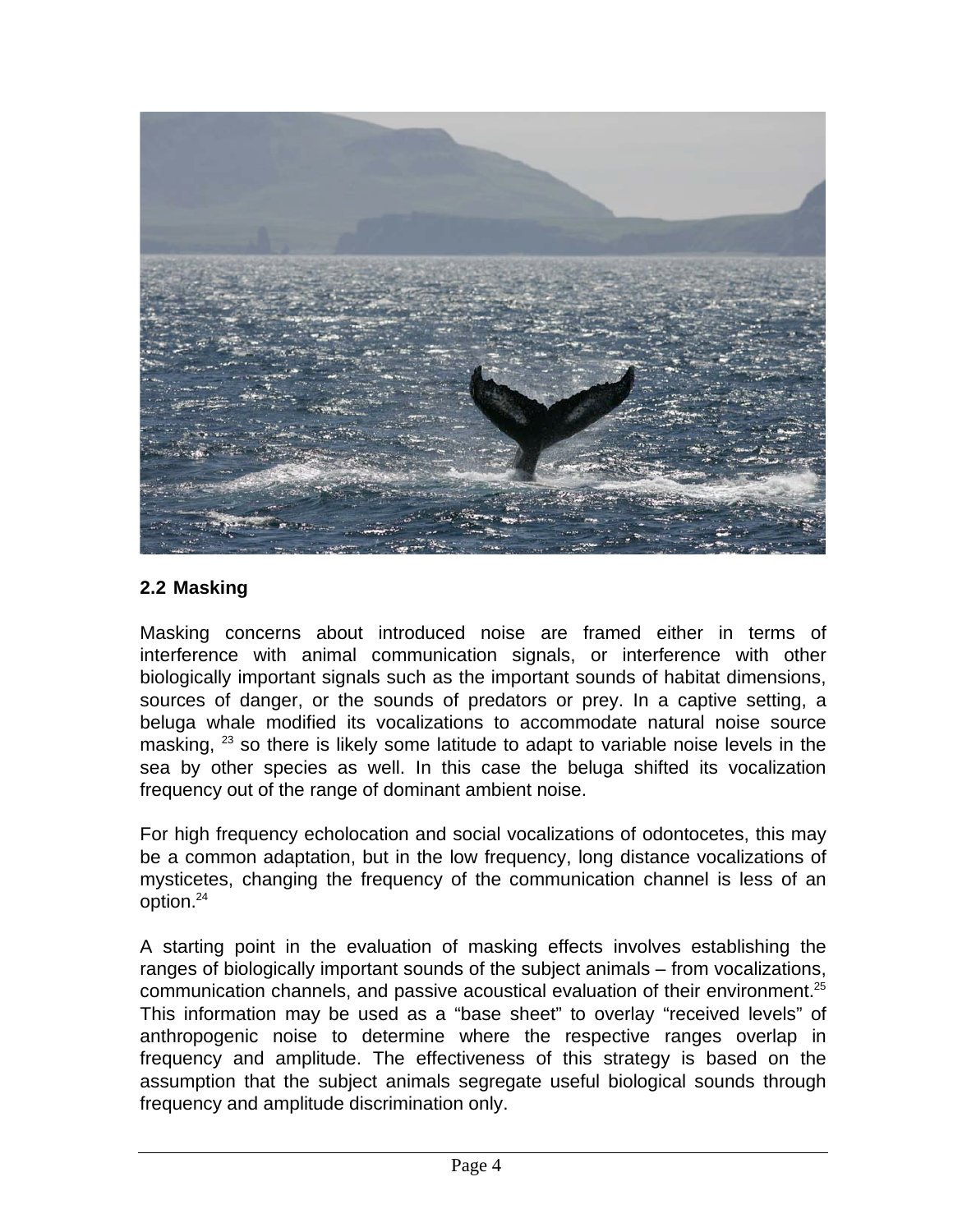## 2.2 Masking

Masking concerns about introduced noise are framed either in terms of interference with animal communication signals, or interference with other biologically important signals such as the important sounds of habitat dimensions, sources of danger, or the sounds of predators or prey. In a captive setting, a beluga whale modified its vocalizations to accommodate natural noise source masking, [23] so there is likely some latitude to adapt to variable noise levels in the sea by other species as well. In this case the beluga shifted its vocalization frequency out of the range of dominant ambient noise.

For high frequency echolocation and social vocalizations of odontocetes, this may be a common adaptation, but in the low frequency, long distance vocalizations of mysticetes, changing the frequency of the communication channel is less of an option.[24]

A starting point in the evaluation of masking effects involves establishing the ranges of biologically important sounds of the subject animals – from vocalizations, communication channels, and passive acoustical evaluation of their environment.[25] This information may be used as a "base sheet" to overlay "received levels" of anthropogenic noise to determine where the respective ranges overlap in frequency and amplitude. The effectiveness of this strategy is based on the assumption that the subject animals segregate useful biological sounds through frequency and amplitude discrimination only.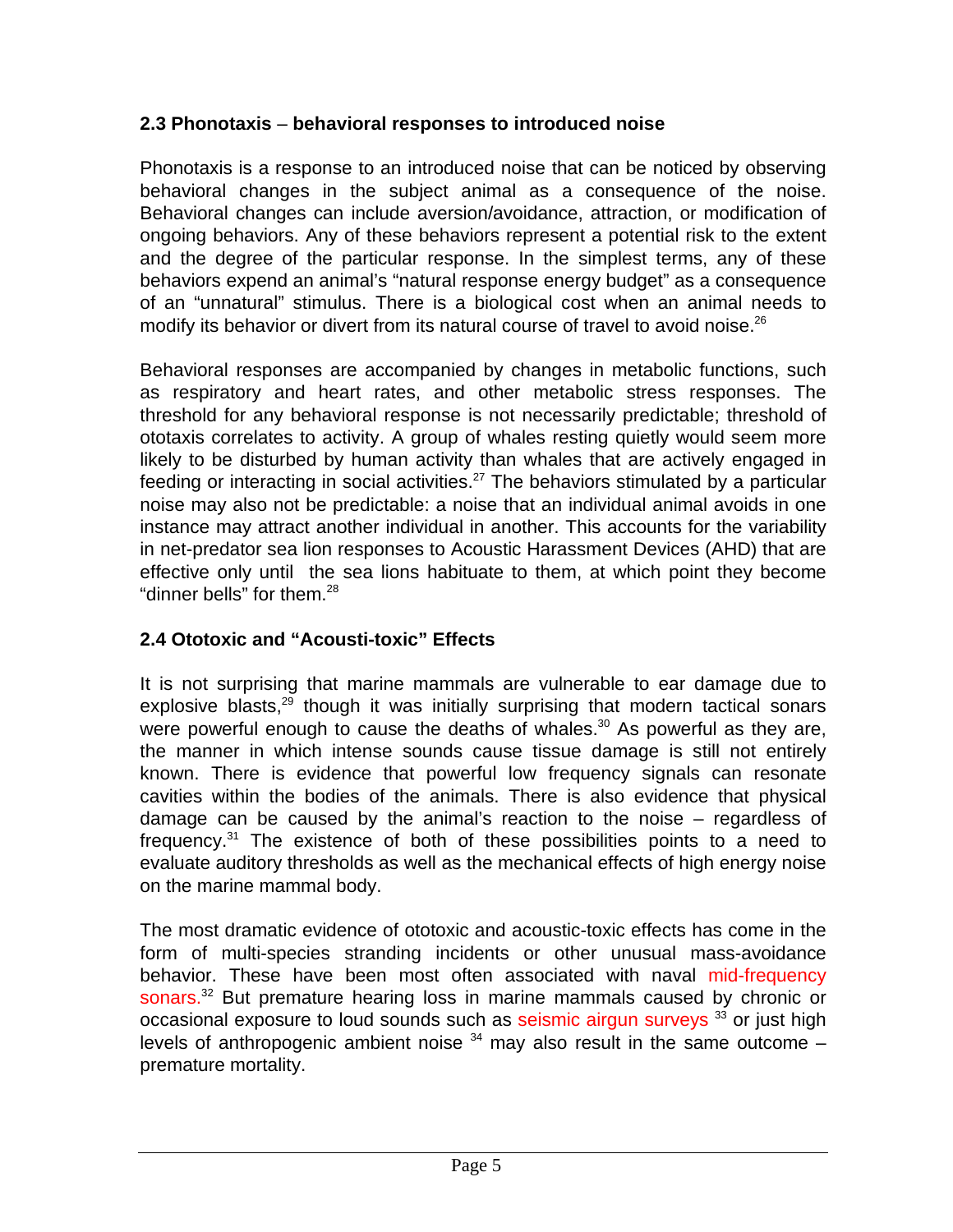### 2.3 Phonotaxis – behavioral responses to introduced noise

Phonotaxis is a response to an introduced noise that can be noticed by observing behavioral changes in the subject animal as a consequence of the noise. Behavioral changes can include aversion/avoidance, attraction, or modification of ongoing behaviors. Any of these behaviors represent a potential risk to the extent and the degree of the particular response. In the simplest terms, any of these behaviors expend an animal's "natural response energy budget" as a consequence of an "unnatural" stimulus. There is a biological cost when an animal needs to modify its behavior or divert from its natural course of travel to avoid noise.[26]

Behavioral responses are accompanied by changes in metabolic functions, such as respiratory and heart rates, and other metabolic stress responses. The threshold for any behavioral response is not necessarily predictable; threshold of ototaxis correlates to activity. A group of whales resting quietly would seem more likely to be disturbed by human activity than whales that are actively engaged in feeding or interacting in social activities.[27] The behaviors stimulated by a particular noise may also not be predictable: a noise that an individual animal avoids in one instance may attract another individual in another. This accounts for the variability in net-predator sea lion responses to Acoustic Harassment Devices (AHD) that are effective only until the sea lions habituate to them, at which point they become "dinner bells" for them.[28]

### 2.4 Ototoxic and "Acousti-toxic" Effects

It is not surprising that marine mammals are vulnerable to ear damage due to explosive blasts,[29] though it was initially surprising that modern tactical sonars were powerful enough to cause the deaths of whales.[30] As powerful as they are, the manner in which intense sounds cause tissue damage is still not entirely known. There is evidence that powerful low frequency signals can resonate cavities within the bodies of the animals. There is also evidence that physical damage can be caused by the animal's reaction to the noise – regardless of frequency.[31] The existence of both of these possibilities points to a need to evaluate auditory thresholds as well as the mechanical effects of high energy noise on the marine mammal body.

The most dramatic evidence of ototoxic and acoustic-toxic effects has come in the form of multi-species stranding incidents or other unusual mass-avoidance behavior. These have been most often associated with naval mid-frequency sonars.[32] But premature hearing loss in marine mammals caused by chronic or occasional exposure to loud sounds such as seismic airgun surveys [33] or just high levels of anthropogenic ambient noise [34] may also result in the same outcome – premature mortality.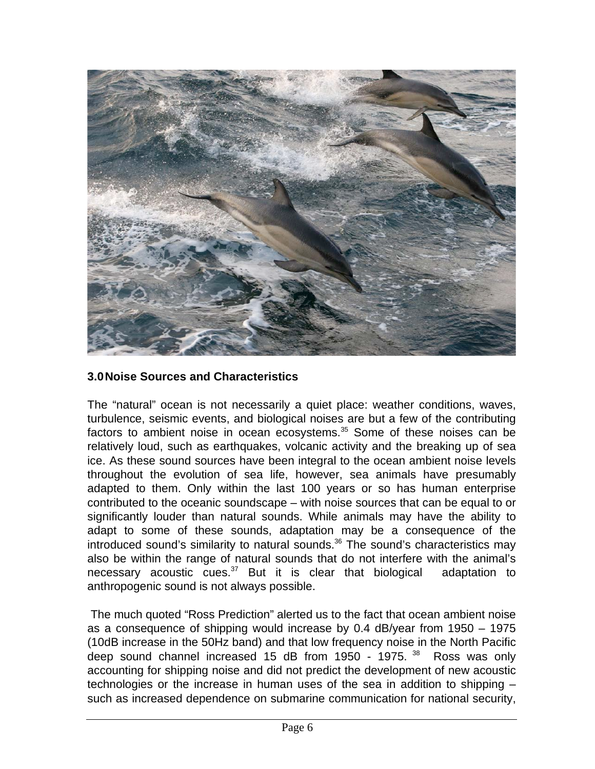## 3.0 Noise Sources and Characteristics

The "natural" ocean is not necessarily a quiet place: weather conditions, waves, turbulence, seismic events, and biological noises are but a few of the contributing factors to ambient noise in ocean ecosystems.[35] Some of these noises can be relatively loud, such as earthquakes, volcanic activity and the breaking up of sea ice. As these sound sources have been integral to the ocean ambient noise levels throughout the evolution of sea life, however, sea animals have presumably adapted to them. Only within the last 100 years or so has human enterprise contributed to the oceanic soundscape – with noise sources that can be equal to or significantly louder than natural sounds. While animals may have the ability to adapt to some of these sounds, adaptation may be a consequence of the introduced sound's similarity to natural sounds.[36] The sound's characteristics may also be within the range of natural sounds that do not interfere with the animal's necessary acoustic cues.[37] But it is clear that biological adaptation to anthropogenic sound is not always possible.

The much quoted "Ross Prediction" alerted us to the fact that ocean ambient noise as a consequence of shipping would increase by 0.4 dB/year from 1950 – 1975 (10dB increase in the 50Hz band) and that low frequency noise in the North Pacific deep sound channel increased 15 dB from 1950 - 1975.[38] Ross was only accounting for shipping noise and did not predict the development of new acoustic technologies or the increase in human uses of the sea in addition to shipping – such as increased dependence on submarine communication for national security,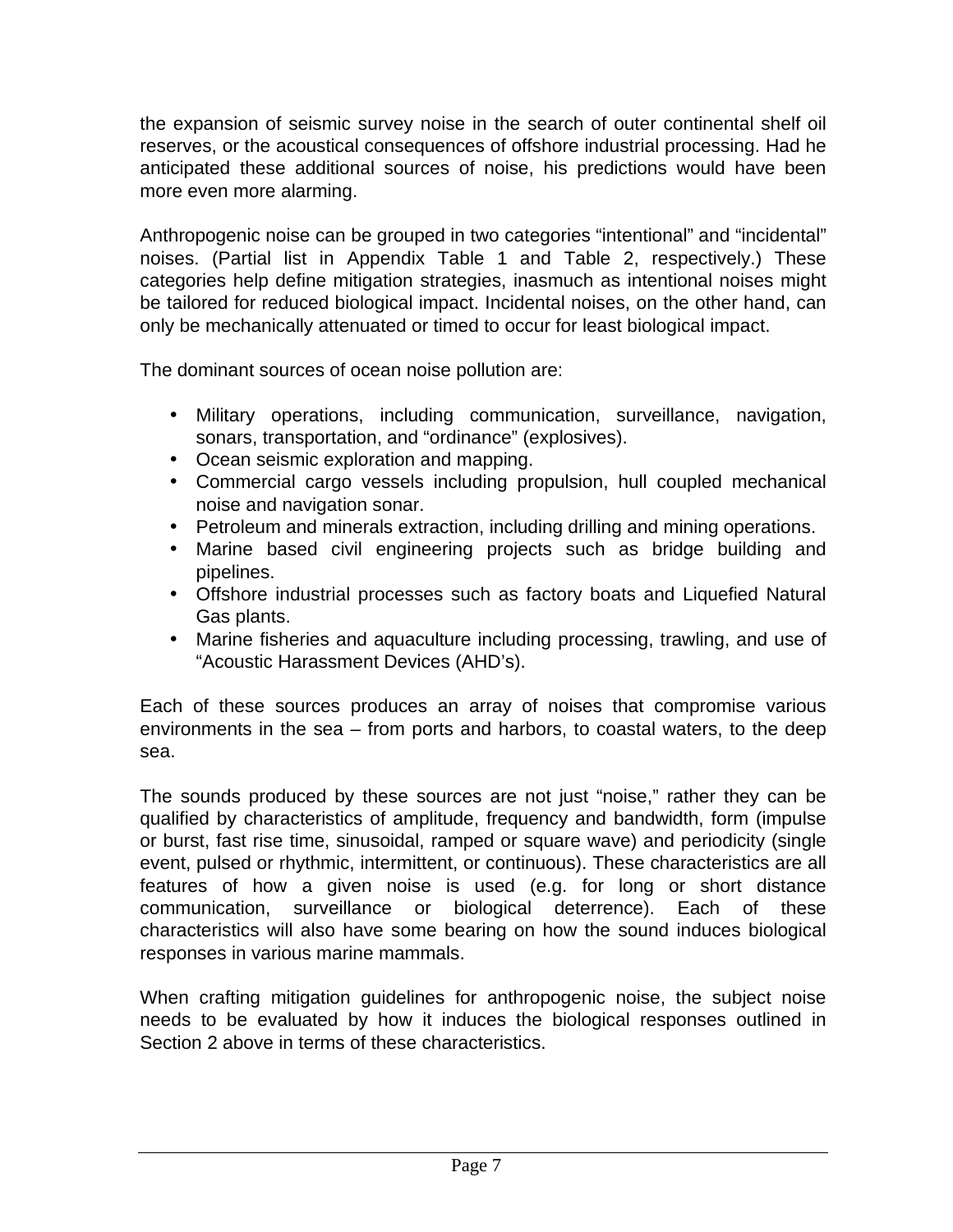the expansion of seismic survey noise in the search of outer continental shelf oil reserves, or the acoustical consequences of offshore industrial processing. Had he anticipated these additional sources of noise, his predictions would have been more even more alarming.

Anthropogenic noise can be grouped in two categories “intentional” and “incidental” noises. (Partial list in Appendix Table 1 and Table 2, respectively.) These categories help define mitigation strategies, inasmuch as intentional noises might be tailored for reduced biological impact. Incidental noises, on the other hand, can only be mechanically attenuated or timed to occur for least biological impact.

The dominant sources of ocean noise pollution are:

- Military operations, including communication, surveillance, navigation, sonars, transportation, and “ordinance” (explosives).
- Ocean seismic exploration and mapping.
- Commercial cargo vessels including propulsion, hull coupled mechanical noise and navigation sonar.
- Petroleum and minerals extraction, including drilling and mining operations.
- Marine based civil engineering projects such as bridge building and pipelines.
- Offshore industrial processes such as factory boats and Liquefied Natural Gas plants.
- Marine fisheries and aquaculture including processing, trawling, and use of “Acoustic Harassment Devices (AHD’s).

Each of these sources produces an array of noises that compromise various environments in the sea – from ports and harbors, to coastal waters, to the deep sea.

The sounds produced by these sources are not just “noise,” rather they can be qualified by characteristics of amplitude, frequency and bandwidth, form (impulse or burst, fast rise time, sinusoidal, ramped or square wave) and periodicity (single event, pulsed or rhythmic, intermittent, or continuous). These characteristics are all features of how a given noise is used (e.g. for long or short distance communication, surveillance or biological deterrence). Each of these characteristics will also have some bearing on how the sound induces biological responses in various marine mammals.

When crafting mitigation guidelines for anthropogenic noise, the subject noise needs to be evaluated by how it induces the biological responses outlined in Section 2 above in terms of these characteristics.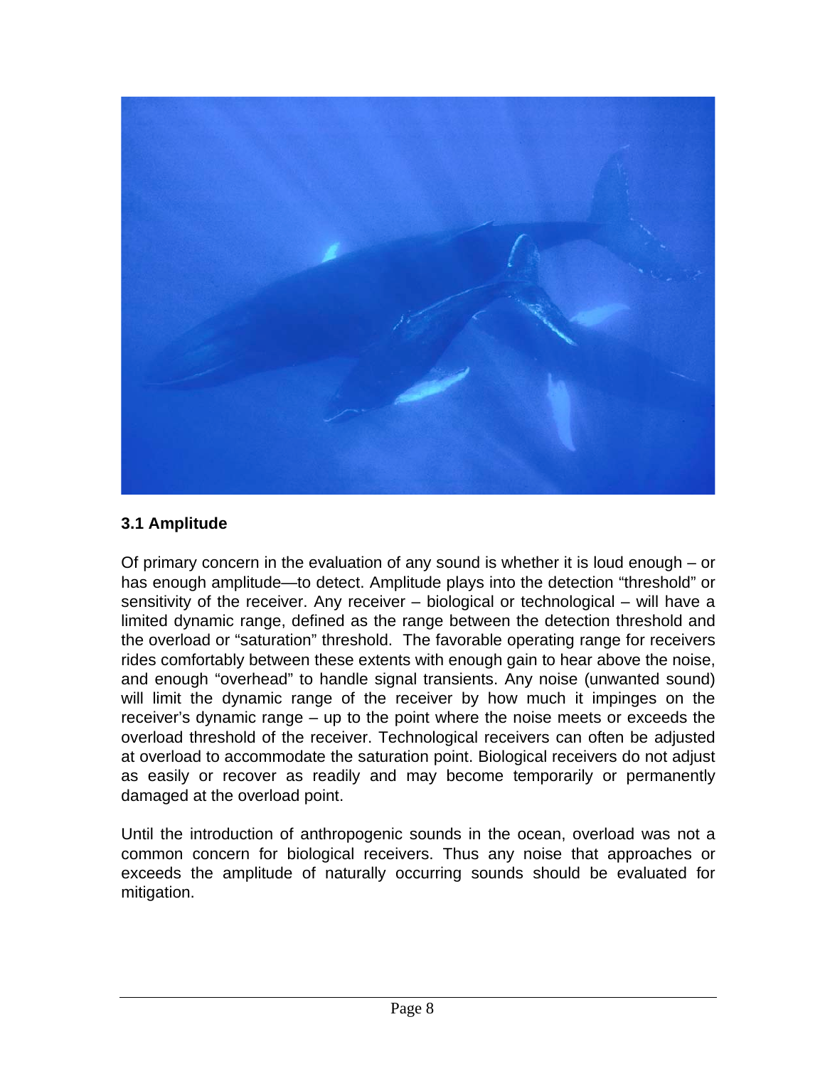### 3.1 Amplitude

Of primary concern in the evaluation of any sound is whether it is loud enough – or has enough amplitude—to detect. Amplitude plays into the detection "threshold" or sensitivity of the receiver. Any receiver – biological or technological – will have a limited dynamic range, defined as the range between the detection threshold and the overload or "saturation" threshold. The favorable operating range for receivers rides comfortably between these extents with enough gain to hear above the noise, and enough "overhead" to handle signal transients. Any noise (unwanted sound) will limit the dynamic range of the receiver by how much it impinges on the receiver's dynamic range – up to the point where the noise meets or exceeds the overload threshold of the receiver. Technological receivers can often be adjusted at overload to accommodate the saturation point. Biological receivers do not adjust as easily or recover as readily and may become temporarily or permanently damaged at the overload point.

Until the introduction of anthropogenic sounds in the ocean, overload was not a common concern for biological receivers. Thus any noise that approaches or exceeds the amplitude of naturally occurring sounds should be evaluated for mitigation.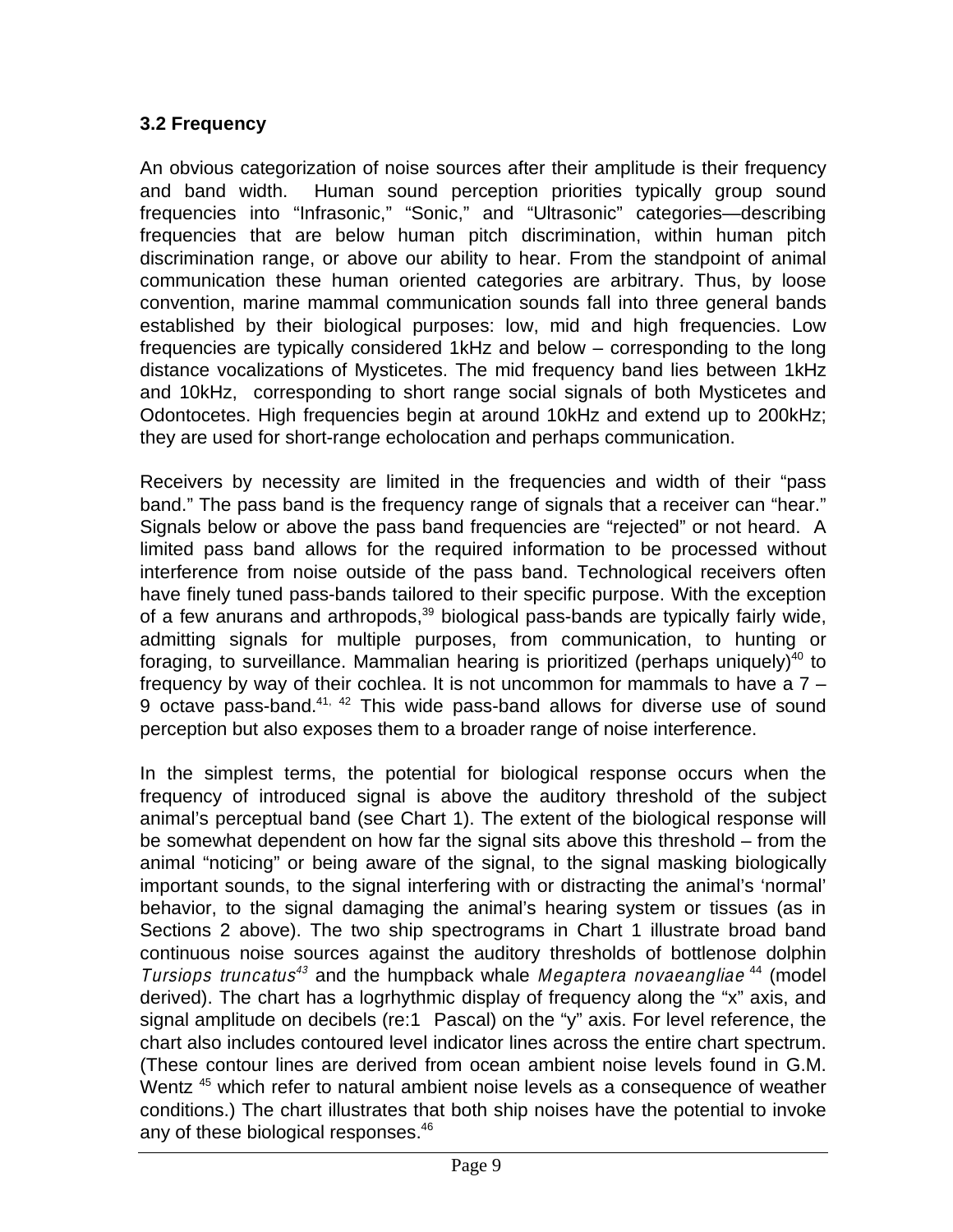### 3.2 Frequency

An obvious categorization of noise sources after their amplitude is their frequency and band width. Human sound perception priorities typically group sound frequencies into "Infrasonic," "Sonic," and "Ultrasonic" categories—describing frequencies that are below human pitch discrimination, within human pitch discrimination range, or above our ability to hear. From the standpoint of animal communication these human oriented categories are arbitrary. Thus, by loose convention, marine mammal communication sounds fall into three general bands established by their biological purposes: low, mid and high frequencies. Low frequencies are typically considered 1kHz and below – corresponding to the long distance vocalizations of Mysticetes. The mid frequency band lies between 1kHz and 10kHz, corresponding to short range social signals of both Mysticetes and Odontocetes. High frequencies begin at around 10kHz and extend up to 200kHz; they are used for short-range echolocation and perhaps communication.

Receivers by necessity are limited in the frequencies and width of their "pass band." The pass band is the frequency range of signals that a receiver can "hear." Signals below or above the pass band frequencies are "rejected" or not heard. A limited pass band allows for the required information to be processed without interference from noise outside of the pass band. Technological receivers often have finely tuned pass-bands tailored to their specific purpose. With the exception of a few anurans and arthropods,[39] biological pass-bands are typically fairly wide, admitting signals for multiple purposes, from communication, to hunting or foraging, to surveillance. Mammalian hearing is prioritized (perhaps uniquely)[40] to frequency by way of their cochlea. It is not uncommon for mammals to have a 7 – 9 octave pass-band.[41, 42] This wide pass-band allows for diverse use of sound perception but also exposes them to a broader range of noise interference.

In the simplest terms, the potential for biological response occurs when the frequency of introduced signal is above the auditory threshold of the subject animal's perceptual band (see Chart 1). The extent of the biological response will be somewhat dependent on how far the signal sits above this threshold – from the animal "noticing" or being aware of the signal, to the signal masking biologically important sounds, to the signal interfering with or distracting the animal's 'normal' behavior, to the signal damaging the animal's hearing system or tissues (as in Sections 2 above). The two ship spectrograms in Chart 1 illustrate broad band continuous noise sources against the auditory thresholds of bottlenose dolphin *Tursiops truncatus*[43] and the humpback whale *Megaptera novaeangliae*[44] (model derived). The chart has a logrhythmic display of frequency along the "x" axis, and signal amplitude on decibels (re:1 Pascal) on the "y" axis. For level reference, the chart also includes contoured level indicator lines across the entire chart spectrum. (These contour lines are derived from ocean ambient noise levels found in G.M. Wentz[45] which refer to natural ambient noise levels as a consequence of weather conditions.) The chart illustrates that both ship noises have the potential to invoke any of these biological responses.[46]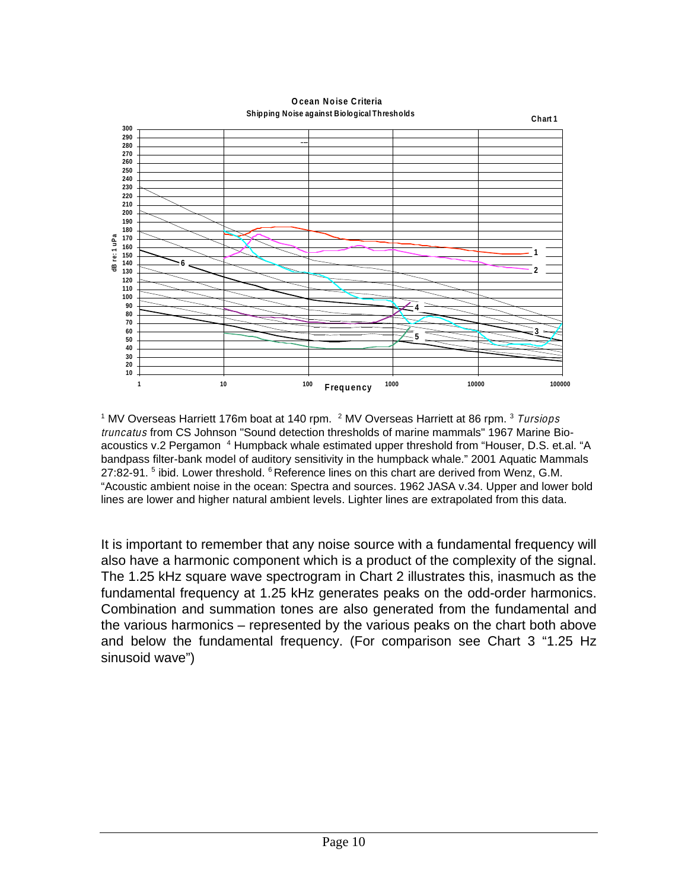**Ocean Noise Criteria**

**Shipping Noise against Biological Thresholds**

**Chart 1**

[1] MV Overseas Harriett 176m boat at 140 rpm. [2] MV Overseas Harriett at 86 rpm. [3] *Tursiops truncatus* from CS Johnson "Sound detection thresholds of marine mammals" 1967 Marine Bio-acoustics v.2 Pergamon [4] Humpback whale estimated upper threshold from "Houser, D.S. et.al. "A bandpass filter-bank model of auditory sensitivity in the humpback whale." 2001 Aquatic Mammals 27:82-91. [5] ibid. Lower threshold. [6] Reference lines on this chart are derived from Wenz, G.M. "Acoustic ambient noise in the ocean: Spectra and sources. 1962 JASA v.34. Upper and lower bold lines are lower and higher natural ambient levels. Lighter lines are extrapolated from this data.

It is important to remember that any noise source with a fundamental frequency will also have a harmonic component which is a product of the complexity of the signal. The 1.25 kHz square wave spectrogram in Chart 2 illustrates this, inasmuch as the fundamental frequency at 1.25 kHz generates peaks on the odd-order harmonics. Combination and summation tones are also generated from the fundamental and the various harmonics – represented by the various peaks on the chart both above and below the fundamental frequency. (For comparison see Chart 3 "1.25 Hz sinusoid wave")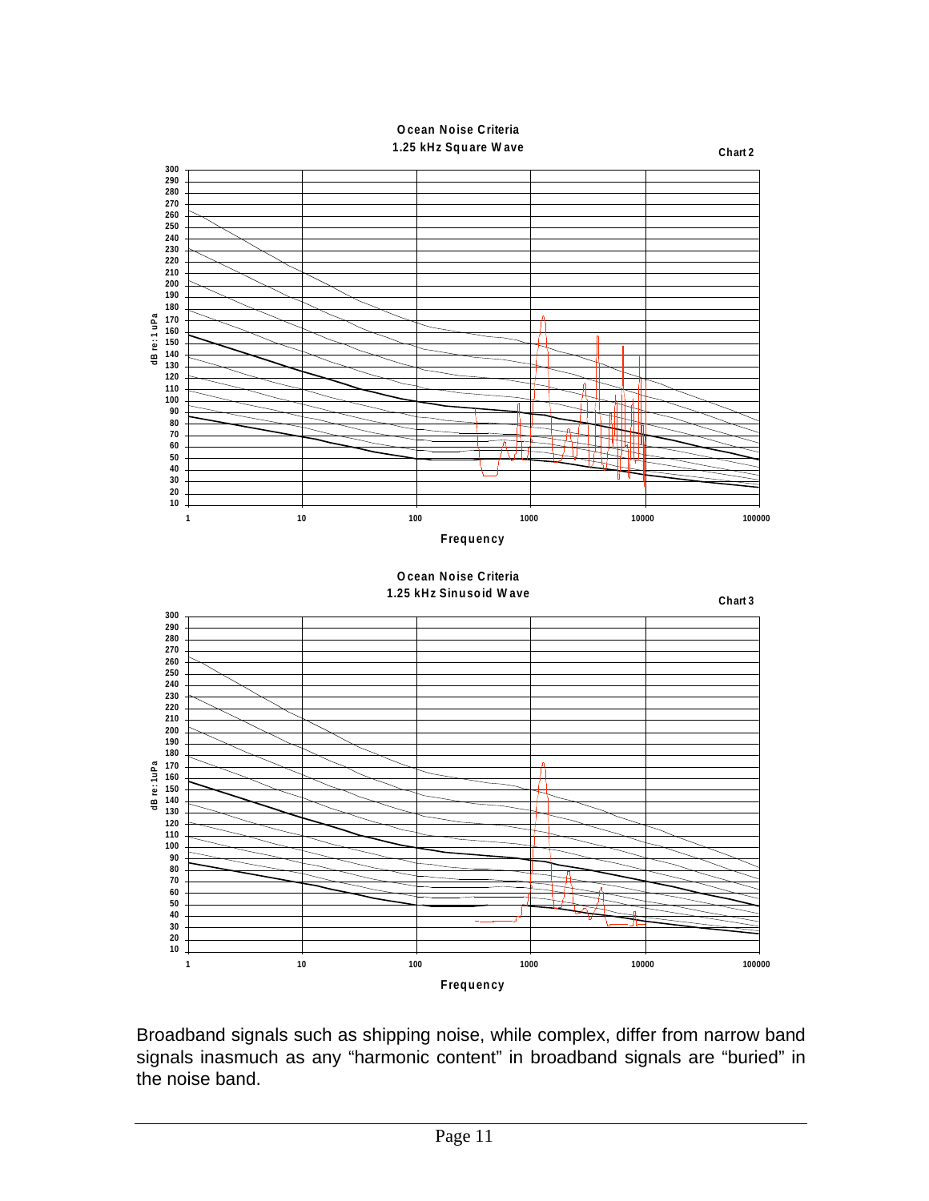**Ocean Noise Criteria**
**1.25 kHz Square Wave**

**Chart 2**

**Ocean Noise Criteria**
**1.25 kHz Sinusoid Wave**

**Chart 3**

Broadband signals such as shipping noise, while complex, differ from narrow band signals inasmuch as any "harmonic content" in broadband signals are "buried" in the noise band.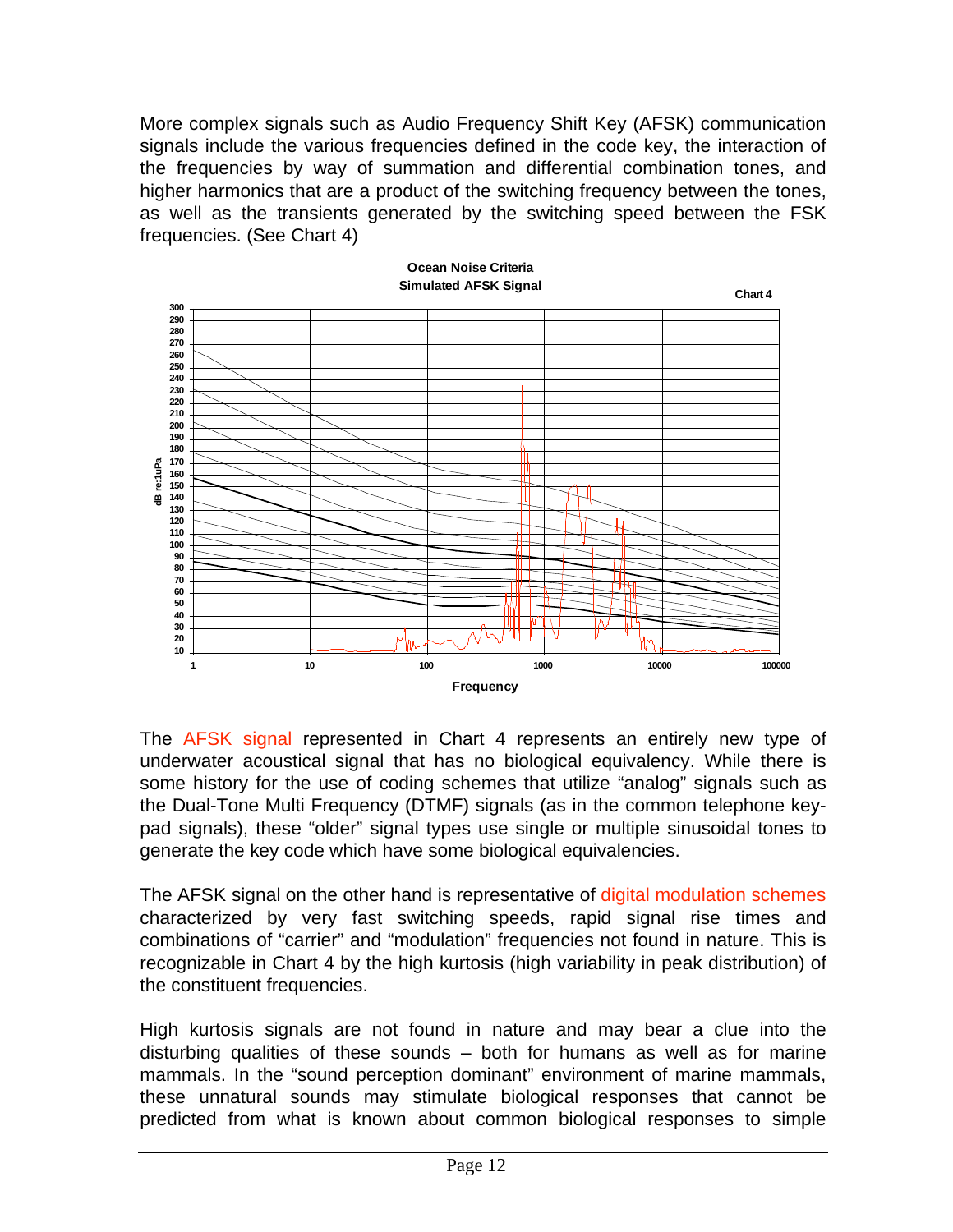More complex signals such as Audio Frequency Shift Key (AFSK) communication signals include the various frequencies defined in the code key, the interaction of the frequencies by way of summation and differential combination tones, and higher harmonics that are a product of the switching frequency between the tones, as well as the transients generated by the switching speed between the FSK frequencies. (See Chart 4)

The AFSK signal represented in Chart 4 represents an entirely new type of underwater acoustical signal that has no biological equivalency. While there is some history for the use of coding schemes that utilize "analog" signals such as the Dual-Tone Multi Frequency (DTMF) signals (as in the common telephone key-pad signals), these "older" signal types use single or multiple sinusoidal tones to generate the key code which have some biological equivalencies.

The AFSK signal on the other hand is representative of digital modulation schemes characterized by very fast switching speeds, rapid signal rise times and combinations of "carrier" and "modulation" frequencies not found in nature. This is recognizable in Chart 4 by the high kurtosis (high variability in peak distribution) of the constituent frequencies.

High kurtosis signals are not found in nature and may bear a clue into the disturbing qualities of these sounds – both for humans as well as for marine mammals. In the "sound perception dominant" environment of marine mammals, these unnatural sounds may stimulate biological responses that cannot be predicted from what is known about common biological responses to simple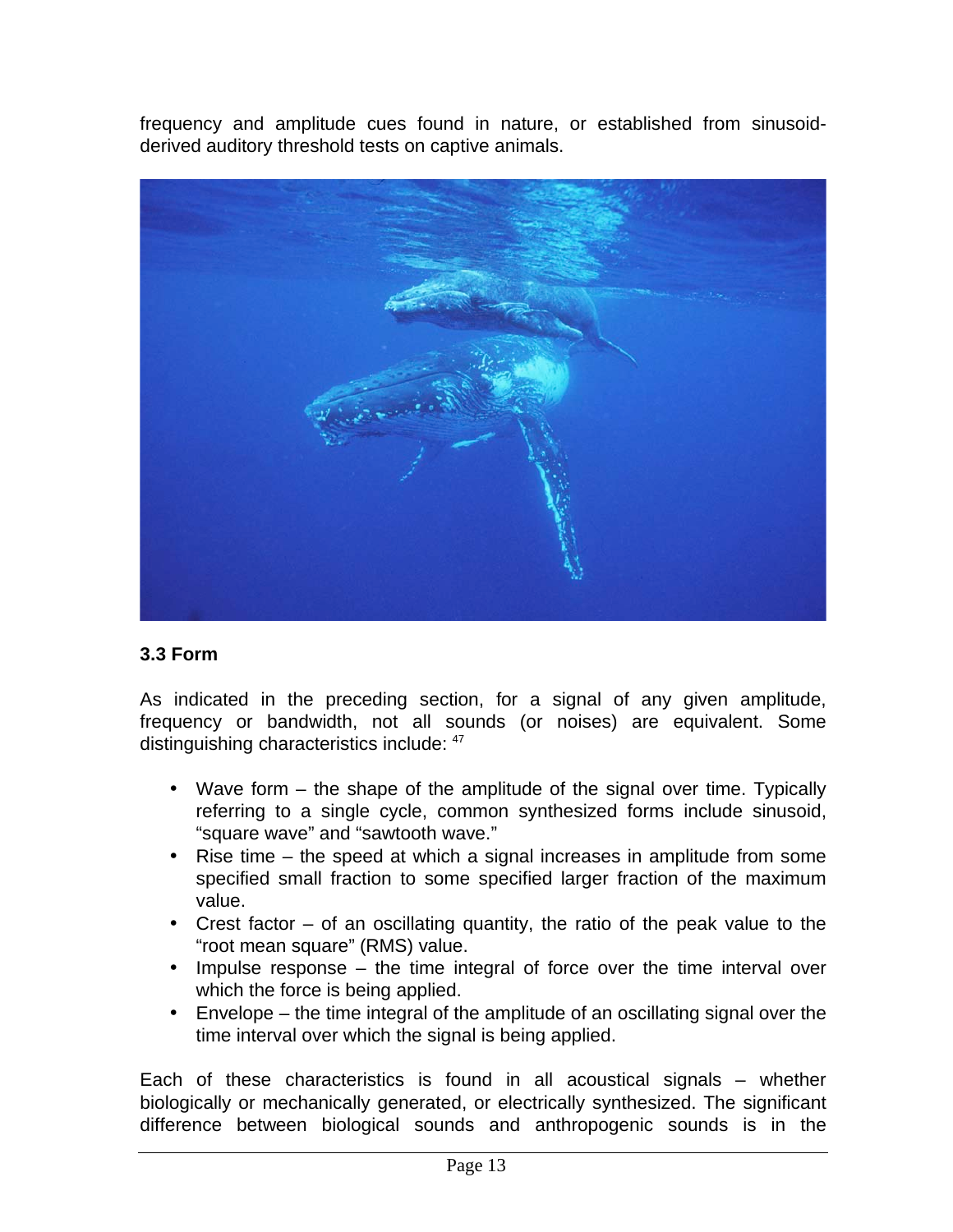frequency and amplitude cues found in nature, or established from sinusoid-derived auditory threshold tests on captive animals.

### 3.3 Form

As indicated in the preceding section, for a signal of any given amplitude, frequency or bandwidth, not all sounds (or noises) are equivalent. Some distinguishing characteristics include: [47]

- Wave form – the shape of the amplitude of the signal over time. Typically referring to a single cycle, common synthesized forms include sinusoid, “square wave” and “sawtooth wave.”
- Rise time – the speed at which a signal increases in amplitude from some specified small fraction to some specified larger fraction of the maximum value.
- Crest factor – of an oscillating quantity, the ratio of the peak value to the “root mean square” (RMS) value.
- Impulse response – the time integral of force over the time interval over which the force is being applied.
- Envelope – the time integral of the amplitude of an oscillating signal over the time interval over which the signal is being applied.

Each of these characteristics is found in all acoustical signals – whether biologically or mechanically generated, or electrically synthesized. The significant difference between biological sounds and anthropogenic sounds is in the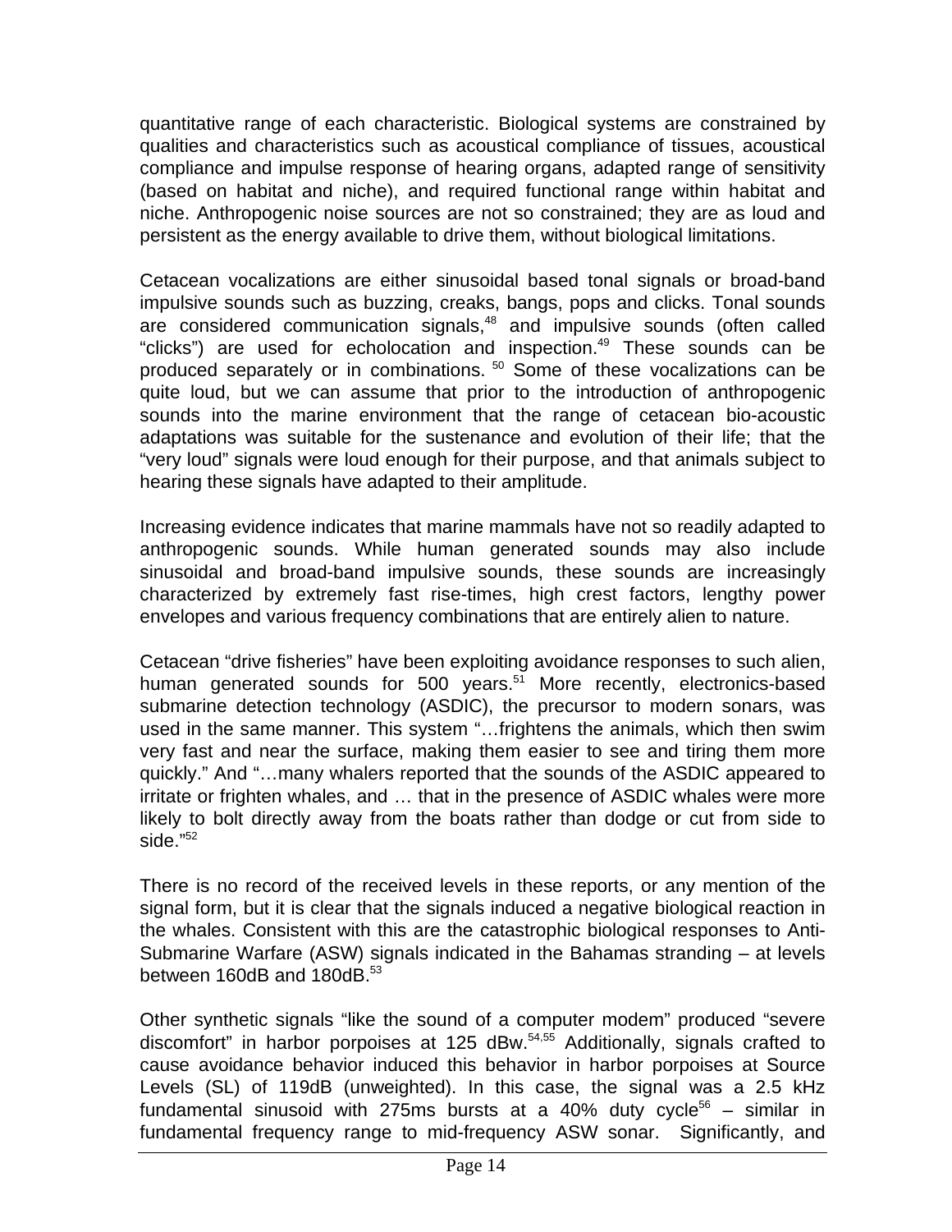quantitative range of each characteristic. Biological systems are constrained by qualities and characteristics such as acoustical compliance of tissues, acoustical compliance and impulse response of hearing organs, adapted range of sensitivity (based on habitat and niche), and required functional range within habitat and niche. Anthropogenic noise sources are not so constrained; they are as loud and persistent as the energy available to drive them, without biological limitations.

Cetacean vocalizations are either sinusoidal based tonal signals or broad-band impulsive sounds such as buzzing, creaks, bangs, pops and clicks. Tonal sounds are considered communication signals,[48] and impulsive sounds (often called "clicks") are used for echolocation and inspection.[49] These sounds can be produced separately or in combinations. [50] Some of these vocalizations can be quite loud, but we can assume that prior to the introduction of anthropogenic sounds into the marine environment that the range of cetacean bio-acoustic adaptations was suitable for the sustenance and evolution of their life; that the "very loud" signals were loud enough for their purpose, and that animals subject to hearing these signals have adapted to their amplitude.

Increasing evidence indicates that marine mammals have not so readily adapted to anthropogenic sounds. While human generated sounds may also include sinusoidal and broad-band impulsive sounds, these sounds are increasingly characterized by extremely fast rise-times, high crest factors, lengthy power envelopes and various frequency combinations that are entirely alien to nature.

Cetacean "drive fisheries" have been exploiting avoidance responses to such alien, human generated sounds for 500 years.[51] More recently, electronics-based submarine detection technology (ASDIC), the precursor to modern sonars, was used in the same manner. This system "…frightens the animals, which then swim very fast and near the surface, making them easier to see and tiring them more quickly." And "…many whalers reported that the sounds of the ASDIC appeared to irritate or frighten whales, and … that in the presence of ASDIC whales were more likely to bolt directly away from the boats rather than dodge or cut from side to side."[52]

There is no record of the received levels in these reports, or any mention of the signal form, but it is clear that the signals induced a negative biological reaction in the whales. Consistent with this are the catastrophic biological responses to Anti-Submarine Warfare (ASW) signals indicated in the Bahamas stranding – at levels between 160dB and 180dB.[53]

Other synthetic signals "like the sound of a computer modem" produced "severe discomfort" in harbor porpoises at 125 dBw.[54,55] Additionally, signals crafted to cause avoidance behavior induced this behavior in harbor porpoises at Source Levels (SL) of 119dB (unweighted). In this case, the signal was a 2.5 kHz fundamental sinusoid with 275ms bursts at a 40% duty cycle[56] – similar in fundamental frequency range to mid-frequency ASW sonar. Significantly, and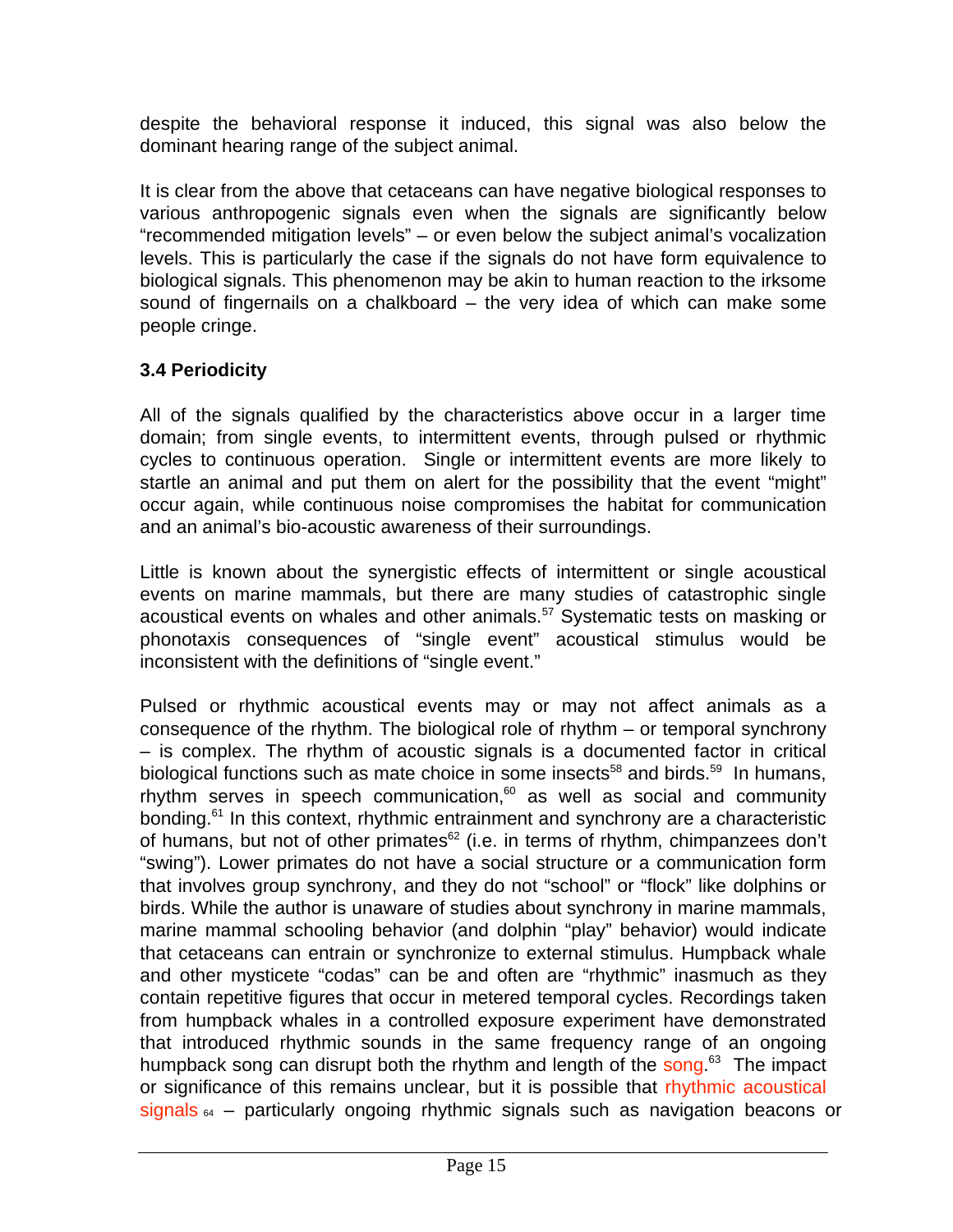despite the behavioral response it induced, this signal was also below the dominant hearing range of the subject animal.

It is clear from the above that cetaceans can have negative biological responses to various anthropogenic signals even when the signals are significantly below "recommended mitigation levels" – or even below the subject animal's vocalization levels. This is particularly the case if the signals do not have form equivalence to biological signals. This phenomenon may be akin to human reaction to the irksome sound of fingernails on a chalkboard – the very idea of which can make some people cringe.

### 3.4 Periodicity

All of the signals qualified by the characteristics above occur in a larger time domain; from single events, to intermittent events, through pulsed or rhythmic cycles to continuous operation. Single or intermittent events are more likely to startle an animal and put them on alert for the possibility that the event "might" occur again, while continuous noise compromises the habitat for communication and an animal's bio-acoustic awareness of their surroundings.

Little is known about the synergistic effects of intermittent or single acoustical events on marine mammals, but there are many studies of catastrophic single acoustical events on whales and other animals.[57] Systematic tests on masking or phonotaxis consequences of "single event" acoustical stimulus would be inconsistent with the definitions of "single event."

Pulsed or rhythmic acoustical events may or may not affect animals as a consequence of the rhythm. The biological role of rhythm – or temporal synchrony – is complex. The rhythm of acoustic signals is a documented factor in critical biological functions such as mate choice in some insects[58] and birds.[59] In humans, rhythm serves in speech communication,[60] as well as social and community bonding.[61] In this context, rhythmic entrainment and synchrony are a characteristic of humans, but not of other primates[62] (i.e. in terms of rhythm, chimpanzees don't "swing"). Lower primates do not have a social structure or a communication form that involves group synchrony, and they do not "school" or "flock" like dolphins or birds. While the author is unaware of studies about synchrony in marine mammals, marine mammal schooling behavior (and dolphin "play" behavior) would indicate that cetaceans can entrain or synchronize to external stimulus. Humpback whale and other mysticete "codas" can be and often are "rhythmic" inasmuch as they contain repetitive figures that occur in metered temporal cycles. Recordings taken from humpback whales in a controlled exposure experiment have demonstrated that introduced rhythmic sounds in the same frequency range of an ongoing humpback song can disrupt both the rhythm and length of the song.[63] The impact or significance of this remains unclear, but it is possible that rhythmic acoustical signals [64] – particularly ongoing rhythmic signals such as navigation beacons or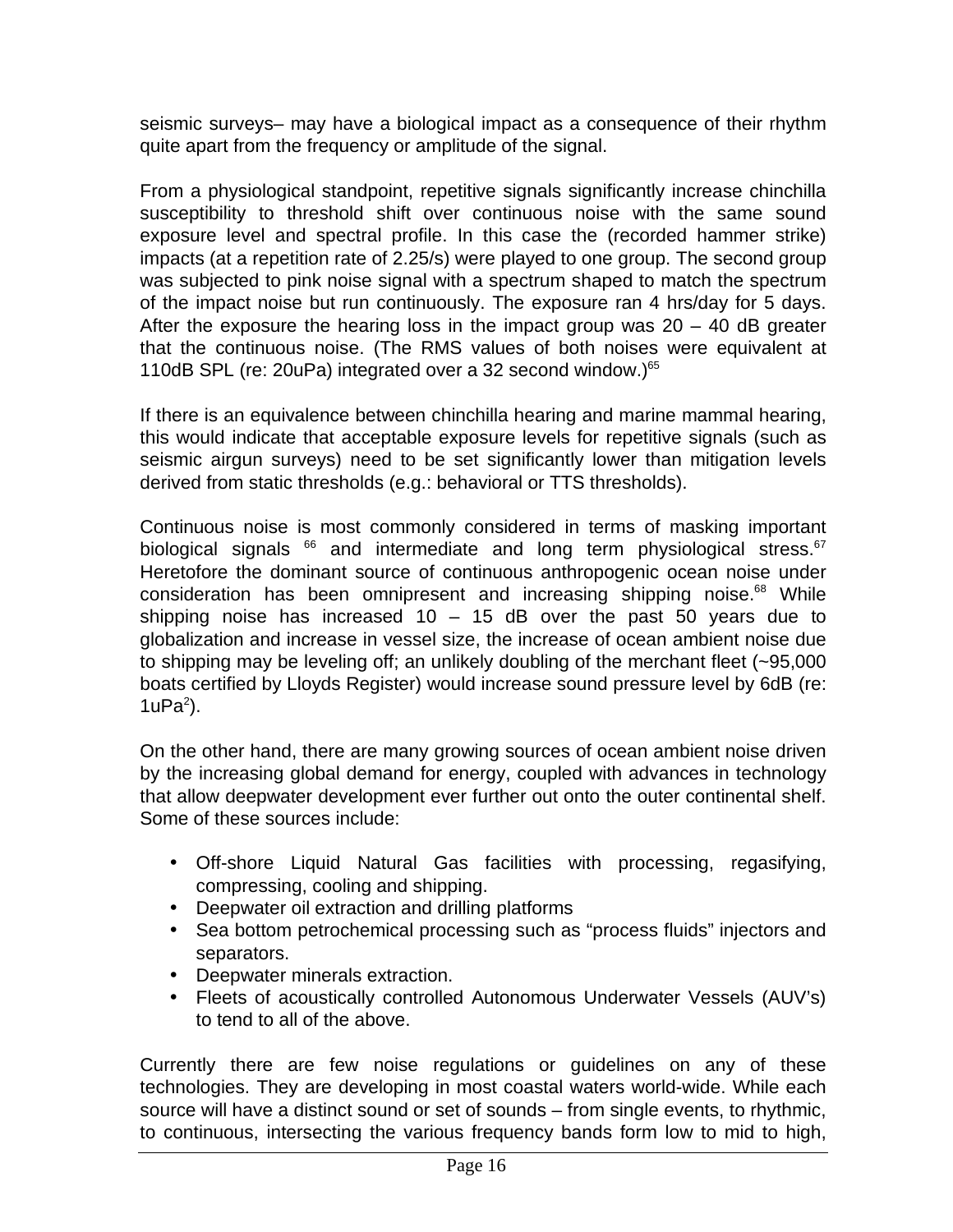seismic surveys– may have a biological impact as a consequence of their rhythm quite apart from the frequency or amplitude of the signal.

From a physiological standpoint, repetitive signals significantly increase chinchilla susceptibility to threshold shift over continuous noise with the same sound exposure level and spectral profile. In this case the (recorded hammer strike) impacts (at a repetition rate of 2.25/s) were played to one group. The second group was subjected to pink noise signal with a spectrum shaped to match the spectrum of the impact noise but run continuously. The exposure ran 4 hrs/day for 5 days. After the exposure the hearing loss in the impact group was 20 – 40 dB greater that the continuous noise. (The RMS values of both noises were equivalent at 110dB SPL (re: 20uPa) integrated over a 32 second window.)[65]

If there is an equivalence between chinchilla hearing and marine mammal hearing, this would indicate that acceptable exposure levels for repetitive signals (such as seismic airgun surveys) need to be set significantly lower than mitigation levels derived from static thresholds (e.g.: behavioral or TTS thresholds).

Continuous noise is most commonly considered in terms of masking important biological signals [66] and intermediate and long term physiological stress.[67] Heretofore the dominant source of continuous anthropogenic ocean noise under consideration has been omnipresent and increasing shipping noise.[68] While shipping noise has increased 10 – 15 dB over the past 50 years due to globalization and increase in vessel size, the increase of ocean ambient noise due to shipping may be leveling off; an unlikely doubling of the merchant fleet (~95,000 boats certified by Lloyds Register) would increase sound pressure level by 6dB (re: $1uPa^2$).

On the other hand, there are many growing sources of ocean ambient noise driven by the increasing global demand for energy, coupled with advances in technology that allow deepwater development ever further out onto the outer continental shelf. Some of these sources include:

- Off-shore Liquid Natural Gas facilities with processing, regasifying, compressing, cooling and shipping.
- Deepwater oil extraction and drilling platforms
- Sea bottom petrochemical processing such as “process fluids” injectors and separators.
- Deepwater minerals extraction.
- Fleets of acoustically controlled Autonomous Underwater Vessels (AUV’s) to tend to all of the above.

Currently there are few noise regulations or guidelines on any of these technologies. They are developing in most coastal waters world-wide. While each source will have a distinct sound or set of sounds – from single events, to rhythmic, to continuous, intersecting the various frequency bands form low to mid to high,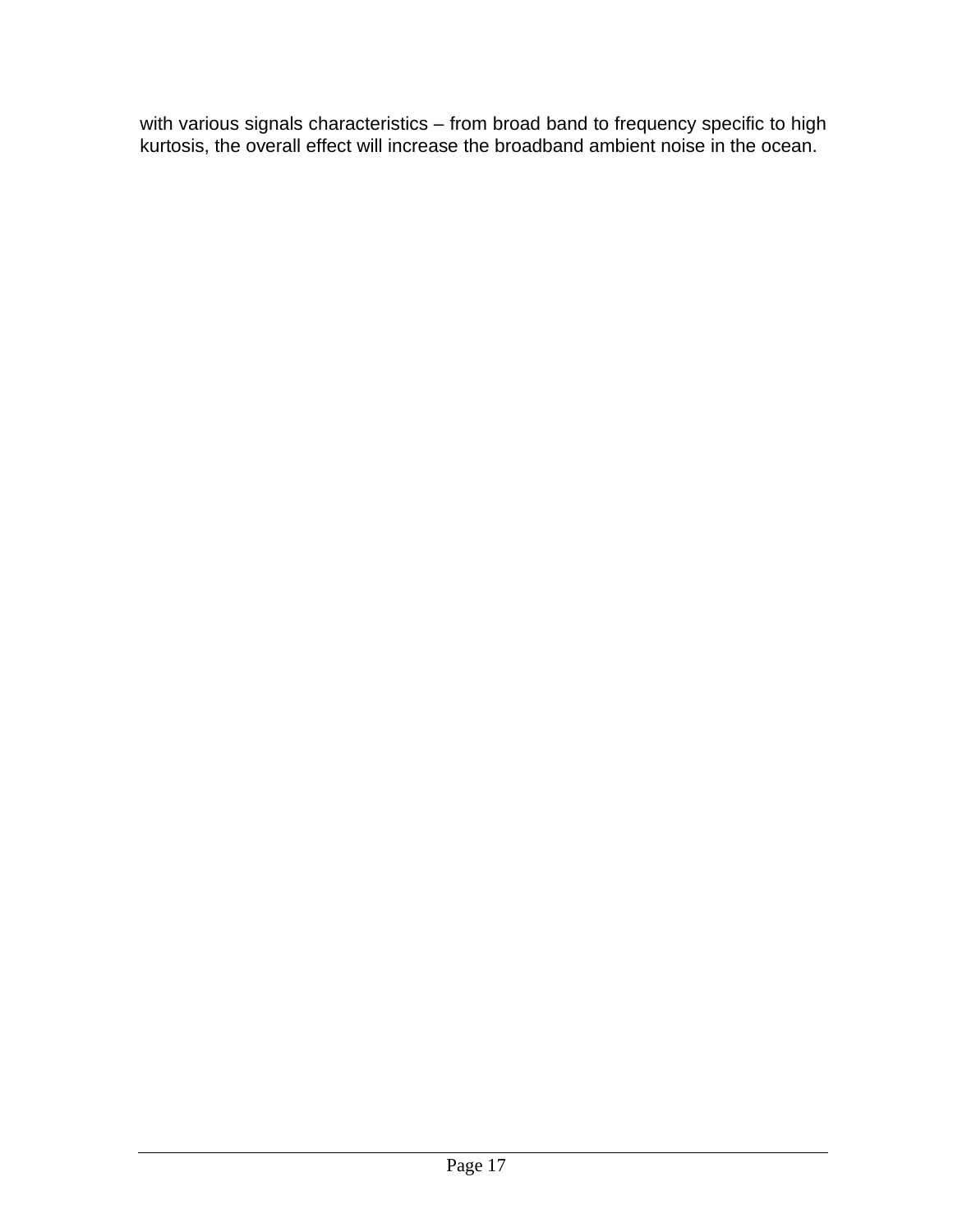with various signals characteristics – from broad band to frequency specific to high kurtosis, the overall effect will increase the broadband ambient noise in the ocean.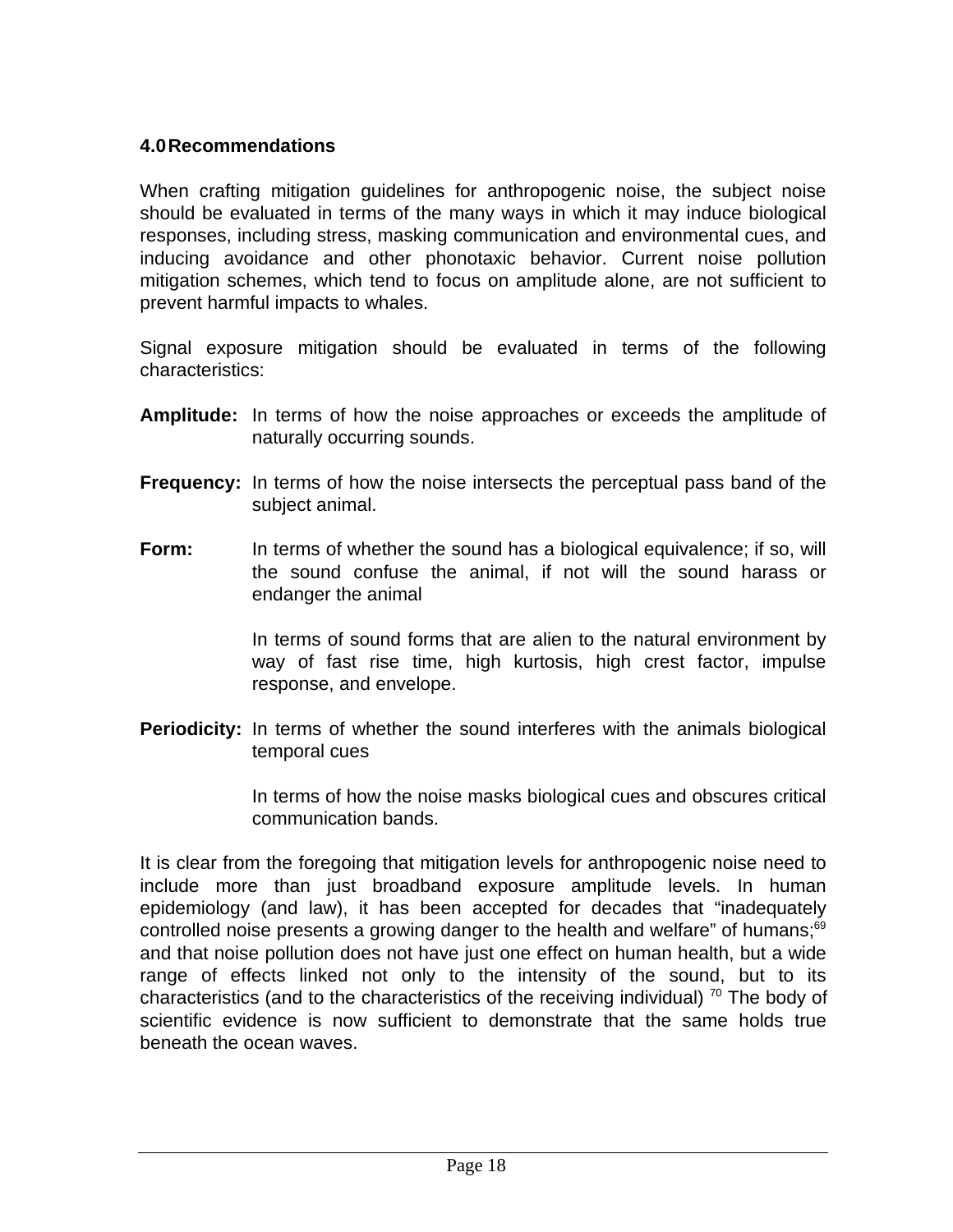## 4.0 Recommendations

When crafting mitigation guidelines for anthropogenic noise, the subject noise should be evaluated in terms of the many ways in which it may induce biological responses, including stress, masking communication and environmental cues, and inducing avoidance and other phonotaxic behavior. Current noise pollution mitigation schemes, which tend to focus on amplitude alone, are not sufficient to prevent harmful impacts to whales.

Signal exposure mitigation should be evaluated in terms of the following characteristics:

**Amplitude:** In terms of how the noise approaches or exceeds the amplitude of naturally occurring sounds.

**Frequency:** In terms of how the noise intersects the perceptual pass band of the subject animal.

**Form:** In terms of whether the sound has a biological equivalence; if so, will the sound confuse the animal, if not will the sound harass or endanger the animal

In terms of sound forms that are alien to the natural environment by way of fast rise time, high kurtosis, high crest factor, impulse response, and envelope.

**Periodicity:** In terms of whether the sound interferes with the animals biological temporal cues

In terms of how the noise masks biological cues and obscures critical communication bands.

It is clear from the foregoing that mitigation levels for anthropogenic noise need to include more than just broadband exposure amplitude levels. In human epidemiology (and law), it has been accepted for decades that "inadequately controlled noise presents a growing danger to the health and welfare" of humans;[69] and that noise pollution does not have just one effect on human health, but a wide range of effects linked not only to the intensity of the sound, but to its characteristics (and to the characteristics of the receiving individual) [70] The body of scientific evidence is now sufficient to demonstrate that the same holds true beneath the ocean waves.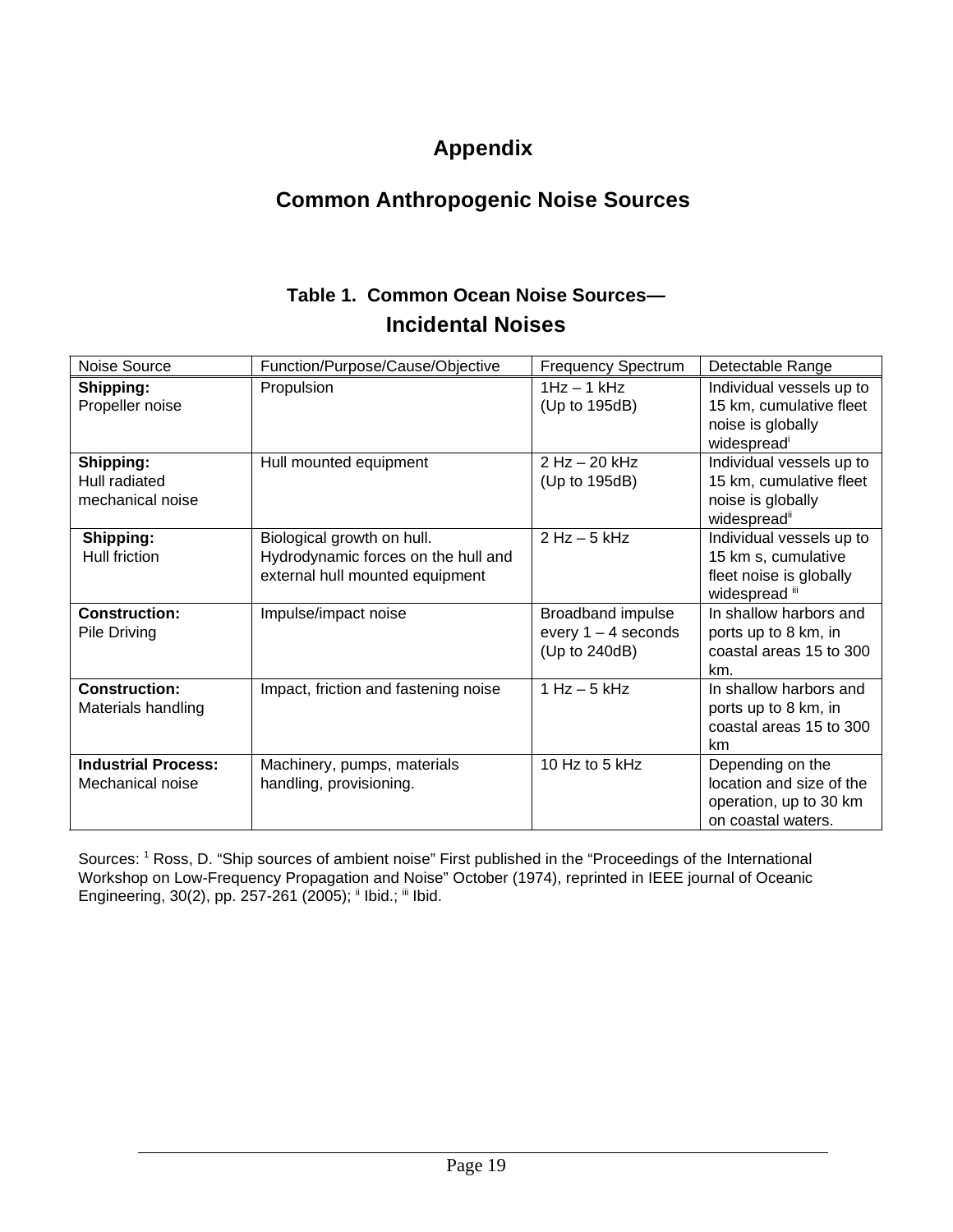# Appendix

## Common Anthropogenic Noise Sources

### Table 1. Common Ocean Noise Sources— Incidental Noises

| Noise Source | Function/Purpose/Cause/Objective | Frequency Spectrum | Detectable Range |
|---|---|---|---|
| **Shipping:** Propeller noise | Propulsion | 1Hz – 1 kHz (Up to 195dB) | Individual vessels up to 15 km, cumulative fleet noise is globally widespread[i] |
| **Shipping:** Hull radiated mechanical noise | Hull mounted equipment | 2 Hz – 20 kHz (Up to 195dB) | Individual vessels up to 15 km, cumulative fleet noise is globally widespread[ii] |
| **Shipping:** Hull friction | Biological growth on hull. Hydrodynamic forces on the hull and external hull mounted equipment | 2 Hz – 5 kHz | Individual vessels up to 15 km s, cumulative fleet noise is globally widespread [iii] |
| **Construction:** Pile Driving | Impulse/impact noise | Broadband impulse every 1 – 4 seconds (Up to 240dB) | In shallow harbors and ports up to 8 km, in coastal areas 15 to 300 km. |
| **Construction:** Materials handling | Impact, friction and fastening noise | 1 Hz – 5 kHz | In shallow harbors and ports up to 8 km, in coastal areas 15 to 300 km |
| **Industrial Process:** Mechanical noise | Machinery, pumps, materials handling, provisioning. | 10 Hz to 5 kHz | Depending on the location and size of the operation, up to 30 km on coastal waters. |

Sources: [1] Ross, D. "Ship sources of ambient noise" First published in the "Proceedings of the International Workshop on Low-Frequency Propagation and Noise" October (1974), reprinted in IEEE journal of Oceanic Engineering, 30(2), pp. 257-261 (2005); [ii] Ibid.; [iii] Ibid.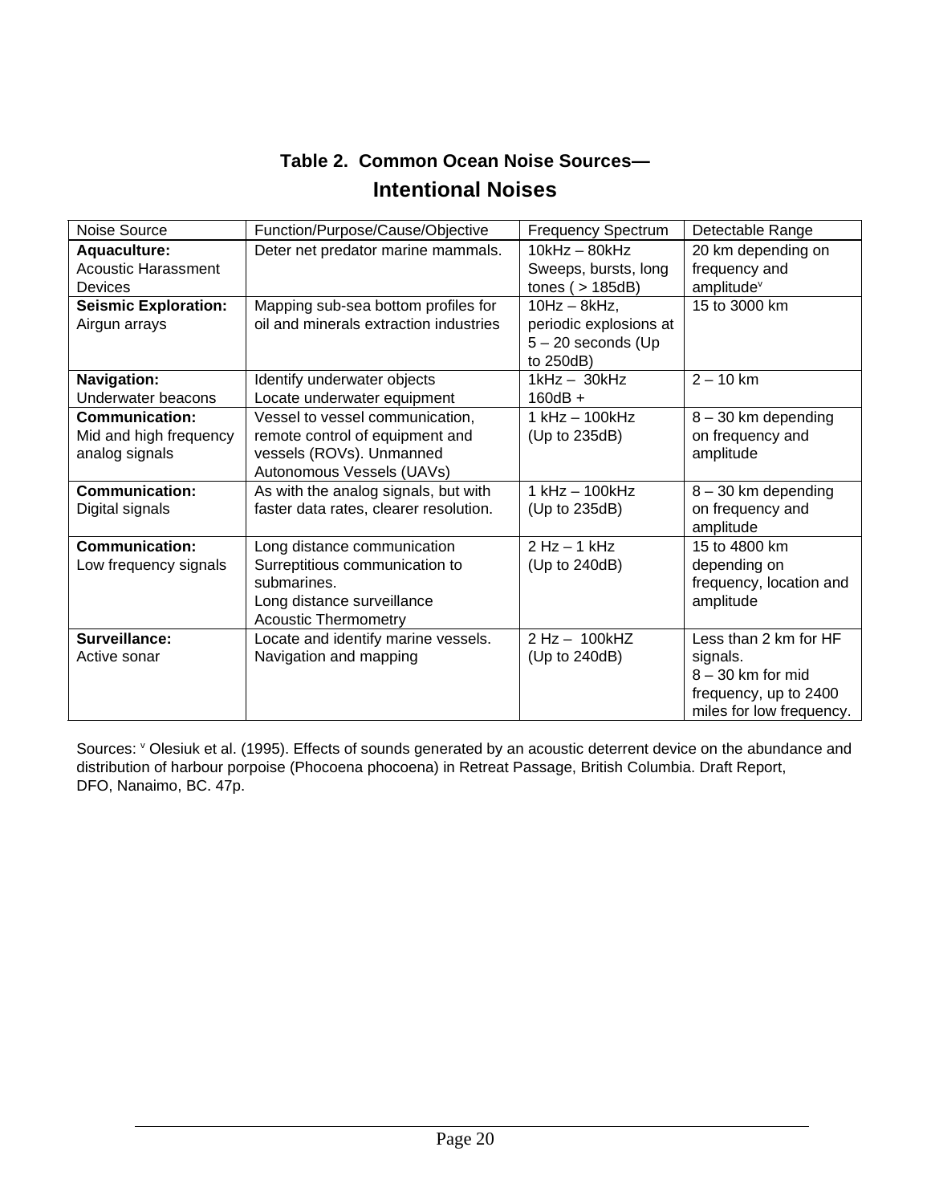## Table 2. Common Ocean Noise Sources—
## Intentional Noises

| Noise Source | Function/Purpose/Cause/Objective | Frequency Spectrum | Detectable Range |
|---|---|---|---|
| **Aquaculture:** Acoustic Harassment Devices | Deter net predator marine mammals. | 10kHz – 80kHz Sweeps, bursts, long tones ( > 185dB) | 20 km depending on frequency and amplitude[v] |
| **Seismic Exploration:** Airgun arrays | Mapping sub-sea bottom profiles for oil and minerals extraction industries | 10Hz – 8kHz, periodic explosions at 5 – 20 seconds (Up to 250dB) | 15 to 3000 km |
| **Navigation:** Underwater beacons | Identify underwater objects Locate underwater equipment | 1kHz – 30kHz 160dB + | 2 – 10 km |
| **Communication:** Mid and high frequency analog signals | Vessel to vessel communication, remote control of equipment and vessels (ROVs). Unmanned Autonomous Vessels (UAVs) | 1 kHz – 100kHz (Up to 235dB) | 8 – 30 km depending on frequency and amplitude |
| **Communication:** Digital signals | As with the analog signals, but with faster data rates, clearer resolution. | 1 kHz – 100kHz (Up to 235dB) | 8 – 30 km depending on frequency and amplitude |
| **Communication:** Low frequency signals | Long distance communication Surreptitious communication to submarines. Long distance surveillance Acoustic Thermometry | 2 Hz – 1 kHz (Up to 240dB) | 15 to 4800 km depending on frequency, location and amplitude |
| **Surveillance:** Active sonar | Locate and identify marine vessels. Navigation and mapping | 2 Hz – 100kHZ (Up to 240dB) | Less than 2 km for HF signals. 8 – 30 km for mid frequency, up to 2400 miles for low frequency. |

Sources: [v] Olesiuk et al. (1995). Effects of sounds generated by an acoustic deterrent device on the abundance and distribution of harbour porpoise (Phocoena phocoena) in Retreat Passage, British Columbia. Draft Report, DFO, Nanaimo, BC. 47p.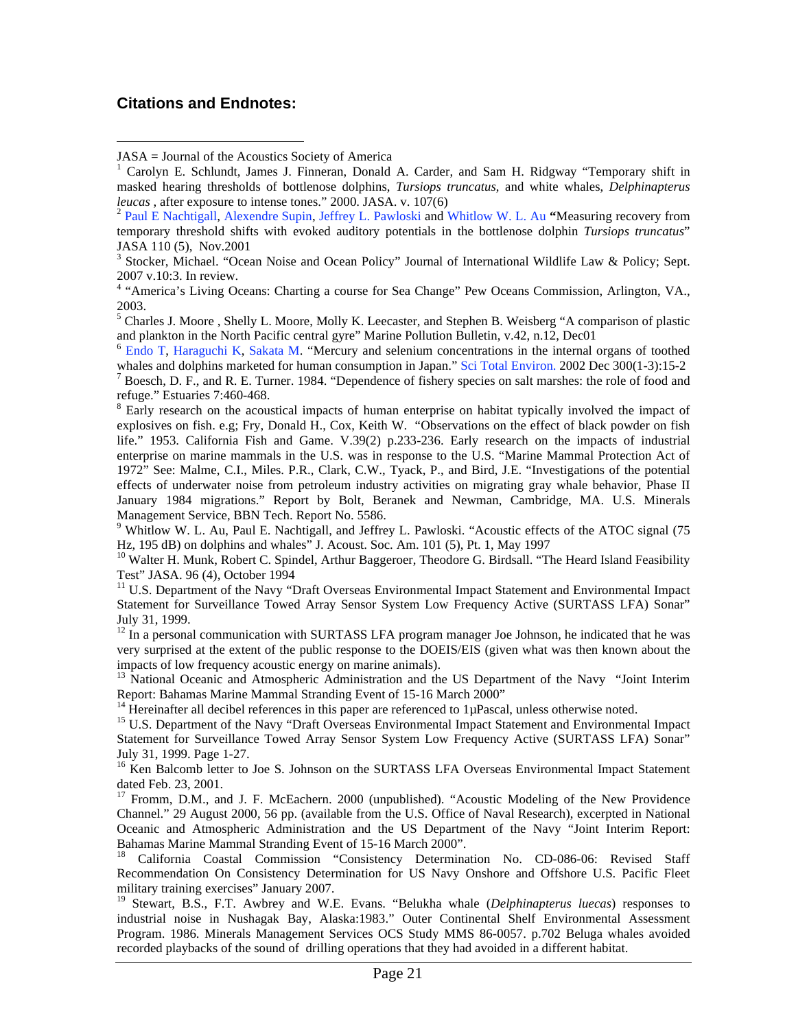## Citations and Endnotes:

JASA = Journal of the Acoustics Society of America

[1] Carolyn E. Schlundt, James J. Finneran, Donald A. Carder, and Sam H. Ridgway "Temporary shift in masked hearing thresholds of bottlenose dolphins, *Tursiops truncatus*, and white whales, *Delphinapterus leucas* , after exposure to intense tones." 2000. JASA. v. 107(6)

[2] Paul E Nachtigall, Alexandre Supin, Jeffrey L. Pawloski and Whitlow W. L. Au **"**Measuring recovery from temporary threshold shifts with evoked auditory potentials in the bottlenose dolphin *Tursiops truncatus*" JASA 110 (5), Nov.2001

[3] Stocker, Michael. "Ocean Noise and Ocean Policy" Journal of International Wildlife Law & Policy; Sept. 2007 v.10:3. In review.

[4] "America's Living Oceans: Charting a course for Sea Change" Pew Oceans Commission, Arlington, VA., 2003.

[5] Charles J. Moore , Shelly L. Moore, Molly K. Leecaster, and Stephen B. Weisberg "A comparison of plastic and plankton in the North Pacific central gyre" Marine Pollution Bulletin, v.42, n.12, Dec01

[6] Endo T, Haraguchi K, Sakata M. "Mercury and selenium concentrations in the internal organs of toothed whales and dolphins marketed for human consumption in Japan." Sci Total Environ. 2002 Dec 300(1-3):15-2

[7] Boesch, D. F., and R. E. Turner. 1984. "Dependence of fishery species on salt marshes: the role of food and refuge." Estuaries 7:460-468.

[8] Early research on the acoustical impacts of human enterprise on habitat typically involved the impact of explosives on fish. e.g; Fry, Donald H., Cox, Keith W. "Observations on the effect of black powder on fish life." 1953. California Fish and Game. V.39(2) p.233-236. Early research on the impacts of industrial enterprise on marine mammals in the U.S. was in response to the U.S. "Marine Mammal Protection Act of 1972" See: Malme, C.I., Miles. P.R., Clark, C.W., Tyack, P., and Bird, J.E. "Investigations of the potential effects of underwater noise from petroleum industry activities on migrating gray whale behavior, Phase II January 1984 migrations." Report by Bolt, Beranek and Newman, Cambridge, MA. U.S. Minerals Management Service, BBN Tech. Report No. 5586.

[9] Whitlow W. L. Au, Paul E. Nachtigall, and Jeffrey L. Pawloski. "Acoustic effects of the ATOC signal (75 Hz, 195 dB) on dolphins and whales" J. Acoust. Soc. Am. 101 (5), Pt. 1, May 1997

[10] Walter H. Munk, Robert C. Spindel, Arthur Baggeroer, Theodore G. Birdsall. "The Heard Island Feasibility Test" JASA. 96 (4), October 1994

[11] U.S. Department of the Navy "Draft Overseas Environmental Impact Statement and Environmental Impact Statement for Surveillance Towed Array Sensor System Low Frequency Active (SURTASS LFA) Sonar" July 31, 1999.

[12] In a personal communication with SURTASS LFA program manager Joe Johnson, he indicated that he was very surprised at the extent of the public response to the DOEIS/EIS (given what was then known about the impacts of low frequency acoustic energy on marine animals).

[13] National Oceanic and Atmospheric Administration and the US Department of the Navy "Joint Interim Report: Bahamas Marine Mammal Stranding Event of 15-16 March 2000"

[14] Hereinafter all decibel references in this paper are referenced to 1µPascal, unless otherwise noted.

[15] U.S. Department of the Navy "Draft Overseas Environmental Impact Statement and Environmental Impact Statement for Surveillance Towed Array Sensor System Low Frequency Active (SURTASS LFA) Sonar" July 31, 1999. Page 1-27.

[16] Ken Balcomb letter to Joe S. Johnson on the SURTASS LFA Overseas Environmental Impact Statement dated Feb. 23, 2001.

[17] Fromm, D.M., and J. F. McEachern. 2000 (unpublished). "Acoustic Modeling of the New Providence Channel." 29 August 2000, 56 pp. (available from the U.S. Office of Naval Research), excerpted in National Oceanic and Atmospheric Administration and the US Department of the Navy "Joint Interim Report: Bahamas Marine Mammal Stranding Event of 15-16 March 2000".

[18] California Coastal Commission "Consistency Determination No. CD-086-06: Revised Staff Recommendation On Consistency Determination for US Navy Onshore and Offshore U.S. Pacific Fleet military training exercises" January 2007.

[19] Stewart, B.S., F.T. Awbrey and W.E. Evans. "Belukha whale (*Delphinapterus luecas*) responses to industrial noise in Nushagak Bay, Alaska:1983." Outer Continental Shelf Environmental Assessment Program. 1986. Minerals Management Services OCS Study MMS 86-0057. p.702 Beluga whales avoided recorded playbacks of the sound of drilling operations that they had avoided in a different habitat.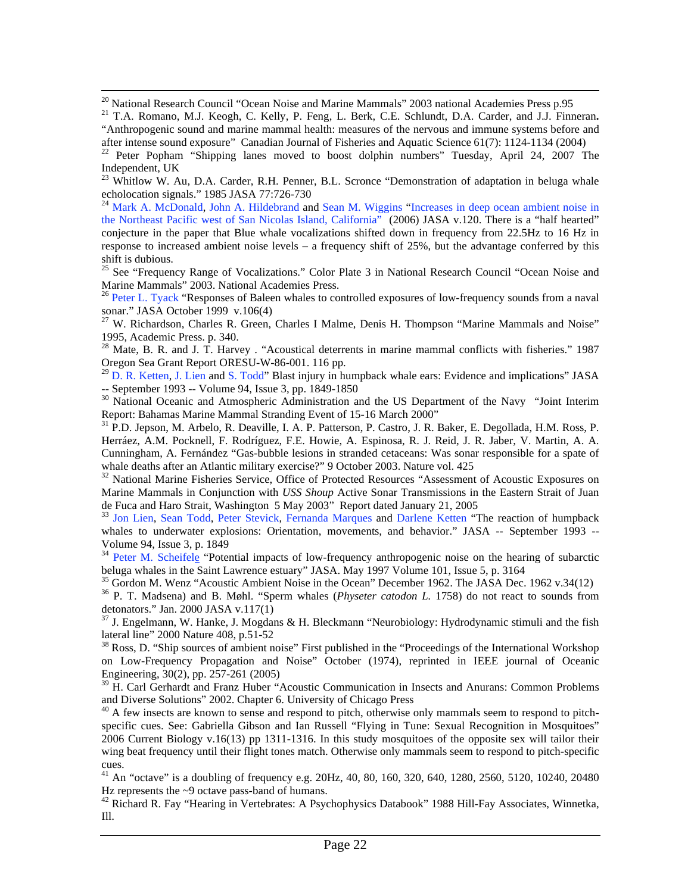[20] National Research Council "Ocean Noise and Marine Mammals" 2003 national Academies Press p.95

[21] T.A. Romano, M.J. Keogh, C. Kelly, P. Feng, L. Berk, C.E. Schlundt, D.A. Carder, and J.J. Finneran**.** "Anthropogenic sound and marine mammal health: measures of the nervous and immune systems before and after intense sound exposure" Canadian Journal of Fisheries and Aquatic Science 61(7): 1124-1134 (2004)

[22] Peter Popham "Shipping lanes moved to boost dolphin numbers" Tuesday, April 24, 2007 The Independent, UK

[23] Whitlow W. Au, D.A. Carder, R.H. Penner, B.L. Scronce "Demonstration of adaptation in beluga whale echolocation signals." 1985 JASA 77:726-730

[24] Mark A. McDonald, John A. Hildebrand and Sean M. Wiggins "Increases in deep ocean ambient noise in the Northeast Pacific west of San Nicolas Island, California" (2006) JASA v.120. There is a "half hearted" conjecture in the paper that Blue whale vocalizations shifted down in frequency from 22.5Hz to 16 Hz in response to increased ambient noise levels – a frequency shift of 25%, but the advantage conferred by this shift is dubious.

[25] See "Frequency Range of Vocalizations." Color Plate 3 in National Research Council "Ocean Noise and Marine Mammals" 2003. National Academies Press.

[26] Peter L. Tyack "Responses of Baleen whales to controlled exposures of low-frequency sounds from a naval sonar." JASA October 1999 v.106(4)

[27] W. Richardson, Charles R. Green, Charles I Malme, Denis H. Thompson "Marine Mammals and Noise" 1995, Academic Press. p. 340.

[28] Mate, B. R. and J. T. Harvey . "Acoustical deterrents in marine mammal conflicts with fisheries." 1987 Oregon Sea Grant Report ORESU-W-86-001. 116 pp.

[29] D. R. Ketten, J. Lien and S. Todd" Blast injury in humpback whale ears: Evidence and implications" JASA -- September 1993 -- Volume 94, Issue 3, pp. 1849-1850

[30] National Oceanic and Atmospheric Administration and the US Department of the Navy "Joint Interim Report: Bahamas Marine Mammal Stranding Event of 15-16 March 2000"

[31] P.D. Jepson, M. Arbelo, R. Deaville, I. A. P. Patterson, P. Castro, J. R. Baker, E. Degollada, H.M. Ross, P. Herráez, A.M. Pocknell, F. Rodríguez, F.E. Howie, A. Espinosa, R. J. Reid, J. R. Jaber, V. Martin, A. A. Cunningham, A. Fernández "Gas-bubble lesions in stranded cetaceans: Was sonar responsible for a spate of whale deaths after an Atlantic military exercise?" 9 October 2003. Nature vol. 425

[32] National Marine Fisheries Service, Office of Protected Resources "Assessment of Acoustic Exposures on Marine Mammals in Conjunction with *USS Shoup* Active Sonar Transmissions in the Eastern Strait of Juan de Fuca and Haro Strait, Washington 5 May 2003" Report dated January 21, 2005

[33] Jon Lien, Sean Todd, Peter Stevick, Fernanda Marques and Darlene Ketten "The reaction of humpback whales to underwater explosions: Orientation, movements, and behavior." JASA -- September 1993 -- Volume 94, Issue 3, p. 1849

[34] Peter M. Scheifele "Potential impacts of low-frequency anthropogenic noise on the hearing of subarctic beluga whales in the Saint Lawrence estuary" JASA. May 1997 Volume 101, Issue 5, p. 3164

[35] Gordon M. Wenz "Acoustic Ambient Noise in the Ocean" December 1962. The JASA Dec. 1962 v.34(12)

[36] P. T. Madsena) and B. Møhl. "Sperm whales (*Physeter catodon L.* 1758) do not react to sounds from detonators." Jan. 2000 JASA v.117(1)

[37] J. Engelmann, W. Hanke, J. Mogdans & H. Bleckmann "Neurobiology: Hydrodynamic stimuli and the fish lateral line" 2000 Nature 408, p.51-52

[38] Ross, D. "Ship sources of ambient noise" First published in the "Proceedings of the International Workshop on Low-Frequency Propagation and Noise" October (1974), reprinted in IEEE journal of Oceanic Engineering, 30(2), pp. 257-261 (2005)

[39] H. Carl Gerhardt and Franz Huber "Acoustic Communication in Insects and Anurans: Common Problems and Diverse Solutions" 2002. Chapter 6. University of Chicago Press

[40] A few insects are known to sense and respond to pitch, otherwise only mammals seem to respond to pitch-specific cues. See: Gabriella Gibson and Ian Russell "Flying in Tune: Sexual Recognition in Mosquitoes" 2006 Current Biology v.16(13) pp 1311-1316. In this study mosquitoes of the opposite sex will tailor their wing beat frequency until their flight tones match. Otherwise only mammals seem to respond to pitch-specific cues.

[41] An "octave" is a doubling of frequency e.g. 20Hz, 40, 80, 160, 320, 640, 1280, 2560, 5120, 10240, 20480 Hz represents the ~9 octave pass-band of humans.

[42] Richard R. Fay "Hearing in Vertebrates: A Psychophysics Databook" 1988 Hill-Fay Associates, Winnetka, Ill.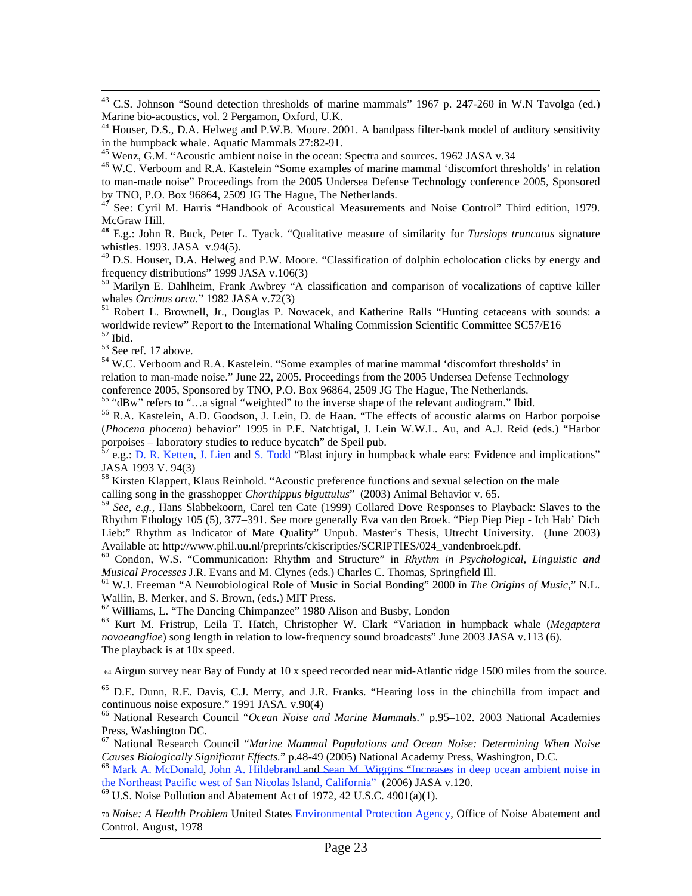[43] C.S. Johnson "Sound detection thresholds of marine mammals" 1967 p. 247-260 in W.N Tavolga (ed.) Marine bio-acoustics, vol. 2 Pergamon, Oxford, U.K.

[44] Houser, D.S., D.A. Helweg and P.W.B. Moore. 2001. A bandpass filter-bank model of auditory sensitivity in the humpback whale. Aquatic Mammals 27:82-91.

[45] Wenz, G.M. "Acoustic ambient noise in the ocean: Spectra and sources. 1962 JASA v.34

[46] W.C. Verboom and R.A. Kastelein "Some examples of marine mammal 'discomfort thresholds' in relation to man-made noise" Proceedings from the 2005 Undersea Defense Technology conference 2005, Sponsored by TNO, P.O. Box 96864, 2509 JG The Hague, The Netherlands.

[47] See: Cyril M. Harris "Handbook of Acoustical Measurements and Noise Control" Third edition, 1979. McGraw Hill.

**[48]** E.g.: John R. Buck, Peter L. Tyack. "Qualitative measure of similarity for *Tursiops truncatus* signature whistles. 1993. JASA v.94(5).

[49] D.S. Houser, D.A. Helweg and P.W. Moore. "Classification of dolphin echolocation clicks by energy and frequency distributions" 1999 JASA v.106(3)

[50] Marilyn E. Dahlheim, Frank Awbrey "A classification and comparison of vocalizations of captive killer whales *Orcinus orca.*" 1982 JASA v.72(3)

[51] Robert L. Brownell, Jr., Douglas P. Nowacek, and Katherine Ralls "Hunting cetaceans with sounds: a worldwide review" Report to the International Whaling Commission Scientific Committee SC57/E16

[52] Ibid.

[53] See ref. 17 above.

[54] W.C. Verboom and R.A. Kastelein. "Some examples of marine mammal 'discomfort thresholds' in relation to man-made noise." June 22, 2005. Proceedings from the 2005 Undersea Defense Technology conference 2005, Sponsored by TNO, P.O. Box 96864, 2509 JG The Hague, The Netherlands.

[55] "dBw" refers to "…a signal "weighted" to the inverse shape of the relevant audiogram." Ibid.

[56] R.A. Kastelein, A.D. Goodson, J. Lein, D. de Haan. "The effects of acoustic alarms on Harbor porpoise (*Phocena phocena*) behavior" 1995 in P.E. Natchtigal, J. Lein W.W.L. Au, and A.J. Reid (eds.) "Harbor porpoises – laboratory studies to reduce bycatch" de Speil pub.

[57] e.g.: D. R. Ketten, J. Lien and S. Todd "Blast injury in humpback whale ears: Evidence and implications" JASA 1993 V. 94(3)

[58] Kirsten Klappert, Klaus Reinhold. "Acoustic preference functions and sexual selection on the male calling song in the grasshopper *Chorthippus biguttulus*" (2003) Animal Behavior v. 65.

[59] *See, e.g.,* Hans Slabbekoorn, Carel ten Cate (1999) Collared Dove Responses to Playback: Slaves to the Rhythm Ethology 105 (5), 377–391. See more generally Eva van den Broek. "Piep Piep Piep - Ich Hab' Dich Lieb:" Rhythm as Indicator of Mate Quality" Unpub. Master's Thesis, Utrecht University. (June 2003) Available at: http://www.phil.uu.nl/preprints/ckiscripties/SCRIPTIES/024_vandenbroek.pdf.

[60] Condon, W.S. "Communication: Rhythm and Structure" in *Rhythm in Psychological, Linguistic and Musical Processes* J.R. Evans and M. Clynes (eds.) Charles C. Thomas, Springfield Ill.

[61] W.J. Freeman "A Neurobiological Role of Music in Social Bonding" 2000 in *The Origins of Music,*" N.L. Wallin, B. Merker, and S. Brown, (eds.) MIT Press.

[62] Williams, L. "The Dancing Chimpanzee" 1980 Alison and Busby, London

[63] Kurt M. Fristrup, Leila T. Hatch, Christopher W. Clark "Variation in humpback whale (*Megaptera novaeangliae*) song length in relation to low-frequency sound broadcasts" June 2003 JASA v.113 (6). The playback is at 10x speed.

[64] Airgun survey near Bay of Fundy at 10 x speed recorded near mid-Atlantic ridge 1500 miles from the source.

[65] D.E. Dunn, R.E. Davis, C.J. Merry, and J.R. Franks. "Hearing loss in the chinchilla from impact and continuous noise exposure." 1991 JASA. v.90(4)

[66] National Research Council "*Ocean Noise and Marine Mammals.*" p.95–102. 2003 National Academies Press, Washington DC.

[67] National Research Council "*Marine Mammal Populations and Ocean Noise: Determining When Noise Causes Biologically Significant Effects.*" p.48-49 (2005) National Academy Press, Washington, D.C.

[68] Mark A. McDonald, John A. Hildebrand and Sean M. Wiggins "Increases in deep ocean ambient noise in the Northeast Pacific west of San Nicolas Island, California" (2006) JASA v.120.

[69] U.S. Noise Pollution and Abatement Act of 1972, 42 U.S.C. 4901(a)(1).

[70] *Noise: A Health Problem* United States Environmental Protection Agency, Office of Noise Abatement and Control. August, 1978